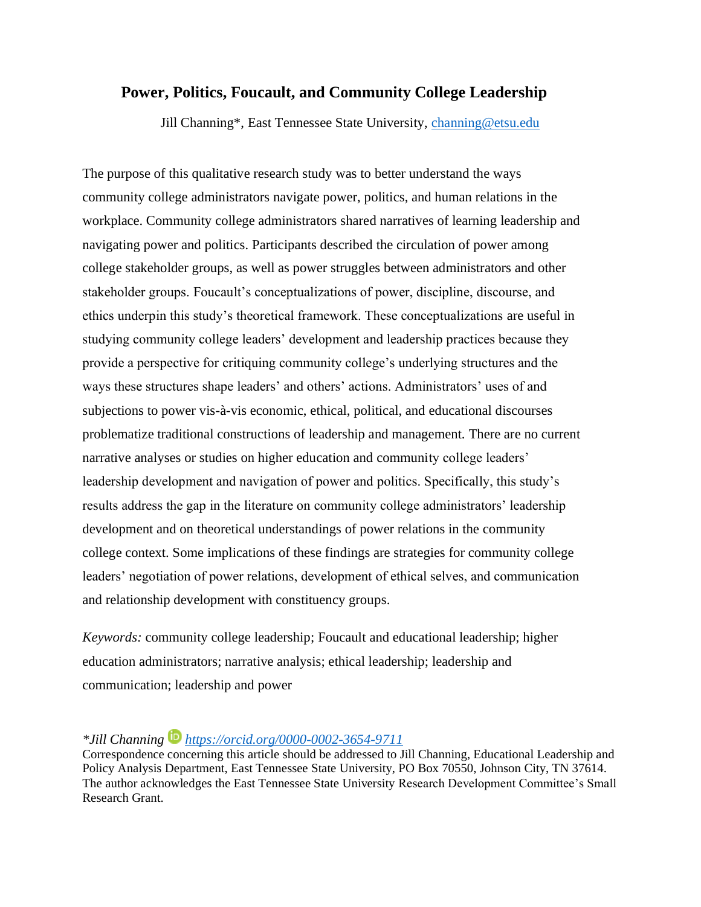# Power, Politics, Foucault, and Community College Leadership

Jill Channing*, East Tennessee State University, channing@etsu.edu

The purpose of this qualitative research study was to better understand the ways community college administrators navigate power, politics, and human relations in the workplace. Community college administrators shared narratives of learning leadership and navigating power and politics. Participants described the circulation of power among college stakeholder groups, as well as power struggles between administrators and other stakeholder groups. Foucault's conceptualizations of power, discipline, discourse, and ethics underpin this study's theoretical framework. These conceptualizations are useful in studying community college leaders' development and leadership practices because they provide a perspective for critiquing community college's underlying structures and the ways these structures shape leaders' and others' actions. Administrators' uses of and subjections to power vis-à-vis economic, ethical, political, and educational discourses problematize traditional constructions of leadership and management. There are no current narrative analyses or studies on higher education and community college leaders' leadership development and navigation of power and politics. Specifically, this study's results address the gap in the literature on community college administrators' leadership development and on theoretical understandings of power relations in the community college context. Some implications of these findings are strategies for community college leaders' negotiation of power relations, development of ethical selves, and communication and relationship development with constituency groups.

*Keywords:* community college leadership; Foucault and educational leadership; higher education administrators; narrative analysis; ethical leadership; leadership and communication; leadership and power

**Jill Channing* https://orcid.org/0000-0002-3654-9711
Correspondence concerning this article should be addressed to Jill Channing, Educational Leadership and Policy Analysis Department, East Tennessee State University, PO Box 70550, Johnson City, TN 37614. The author acknowledges the East Tennessee State University Research Development Committee's Small Research Grant.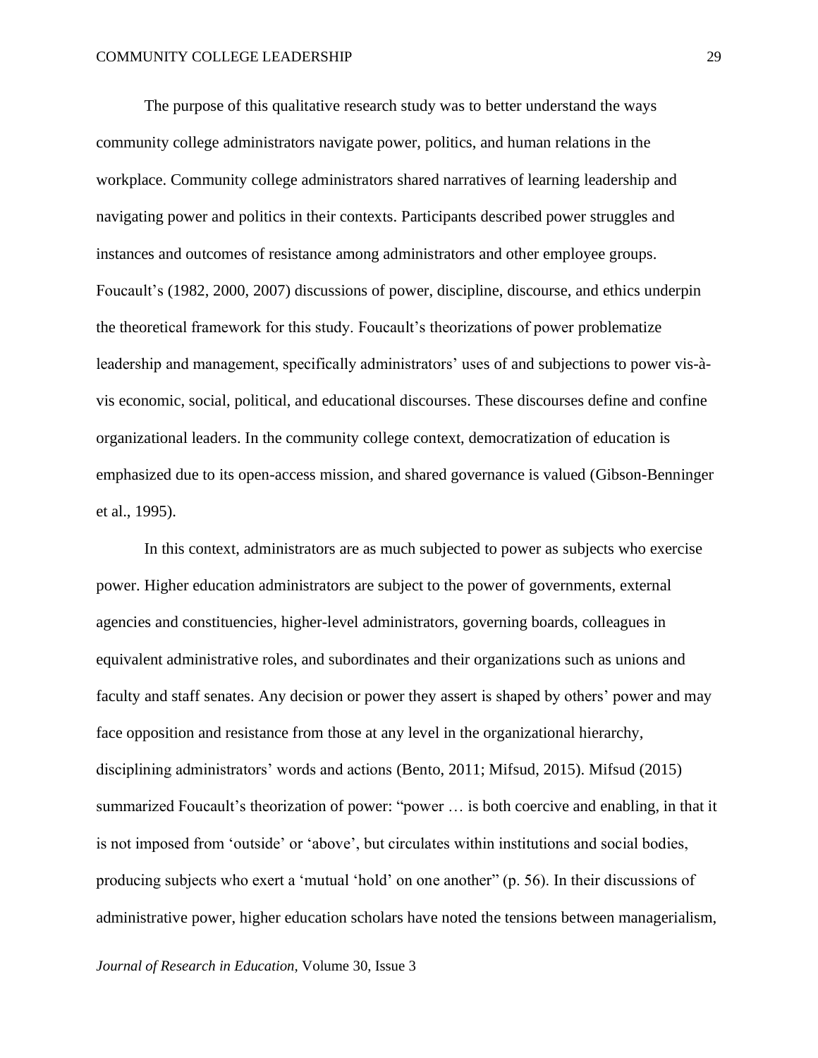The purpose of this qualitative research study was to better understand the ways community college administrators navigate power, politics, and human relations in the workplace. Community college administrators shared narratives of learning leadership and navigating power and politics in their contexts. Participants described power struggles and instances and outcomes of resistance among administrators and other employee groups. Foucault's (1982, 2000, 2007) discussions of power, discipline, discourse, and ethics underpin the theoretical framework for this study. Foucault's theorizations of power problematize leadership and management, specifically administrators' uses of and subjections to power vis-à-vis economic, social, political, and educational discourses. These discourses define and confine organizational leaders. In the community college context, democratization of education is emphasized due to its open-access mission, and shared governance is valued (Gibson-Benninger et al., 1995).

In this context, administrators are as much subjected to power as subjects who exercise power. Higher education administrators are subject to the power of governments, external agencies and constituencies, higher-level administrators, governing boards, colleagues in equivalent administrative roles, and subordinates and their organizations such as unions and faculty and staff senates. Any decision or power they assert is shaped by others' power and may face opposition and resistance from those at any level in the organizational hierarchy, disciplining administrators' words and actions (Bento, 2011; Mifsud, 2015). Mifsud (2015) summarized Foucault's theorization of power: "power … is both coercive and enabling, in that it is not imposed from 'outside' or 'above', but circulates within institutions and social bodies, producing subjects who exert a 'mutual 'hold' on one another" (p. 56). In their discussions of administrative power, higher education scholars have noted the tensions between managerialism,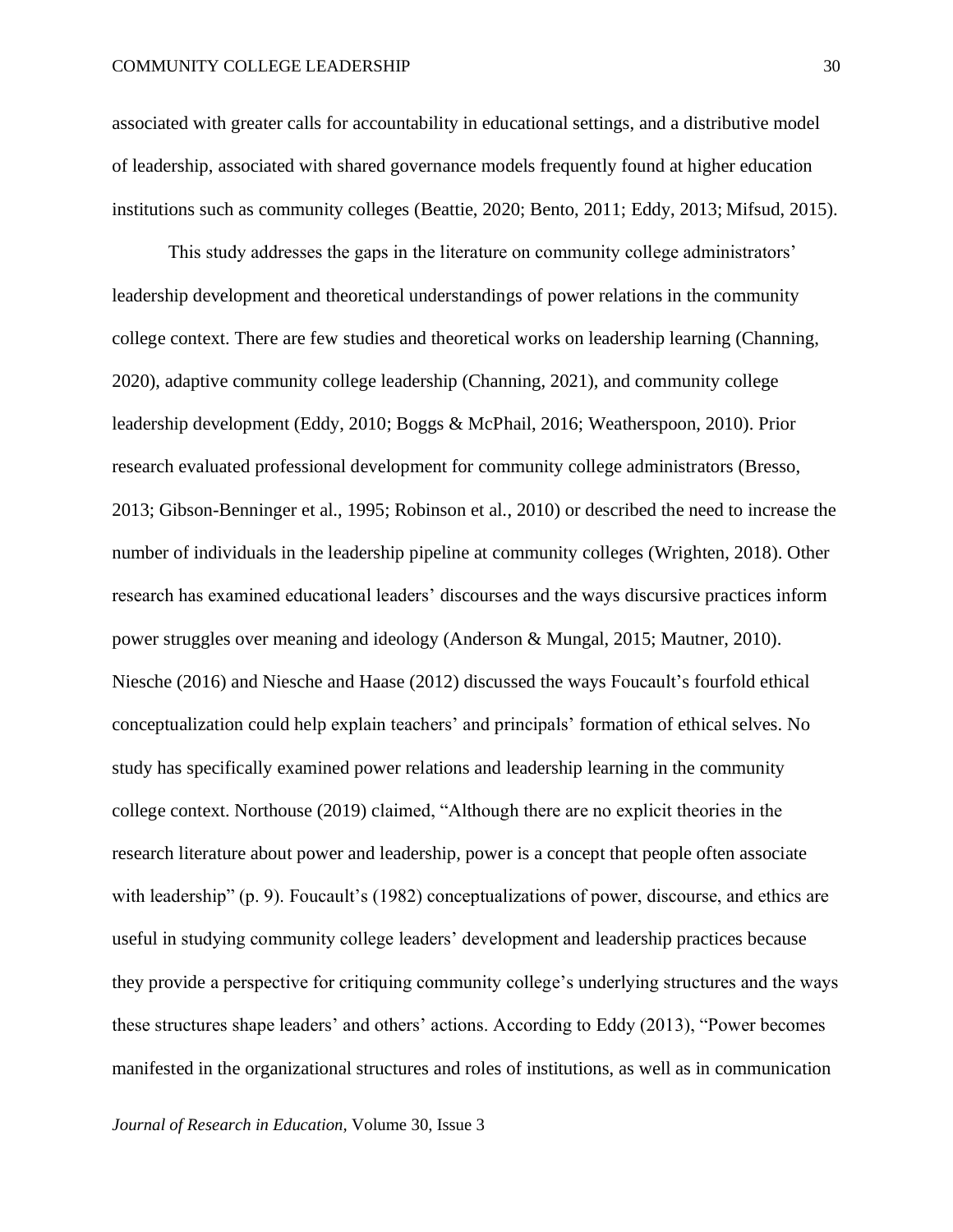associated with greater calls for accountability in educational settings, and a distributive model of leadership, associated with shared governance models frequently found at higher education institutions such as community colleges (Beattie, 2020; Bento, 2011; Eddy, 2013; Mifsud, 2015).

This study addresses the gaps in the literature on community college administrators' leadership development and theoretical understandings of power relations in the community college context. There are few studies and theoretical works on leadership learning (Channing, 2020), adaptive community college leadership (Channing, 2021), and community college leadership development (Eddy, 2010; Boggs & McPhail, 2016; Weatherspoon, 2010). Prior research evaluated professional development for community college administrators (Bresso, 2013; Gibson-Benninger et al., 1995; Robinson et al., 2010) or described the need to increase the number of individuals in the leadership pipeline at community colleges (Wrighten, 2018). Other research has examined educational leaders' discourses and the ways discursive practices inform power struggles over meaning and ideology (Anderson & Mungal, 2015; Mautner, 2010). Niesche (2016) and Niesche and Haase (2012) discussed the ways Foucault's fourfold ethical conceptualization could help explain teachers' and principals' formation of ethical selves. No study has specifically examined power relations and leadership learning in the community college context. Northouse (2019) claimed, "Although there are no explicit theories in the research literature about power and leadership, power is a concept that people often associate with leadership" (p. 9). Foucault's (1982) conceptualizations of power, discourse, and ethics are useful in studying community college leaders' development and leadership practices because they provide a perspective for critiquing community college's underlying structures and the ways these structures shape leaders' and others' actions. According to Eddy (2013), "Power becomes manifested in the organizational structures and roles of institutions, as well as in communication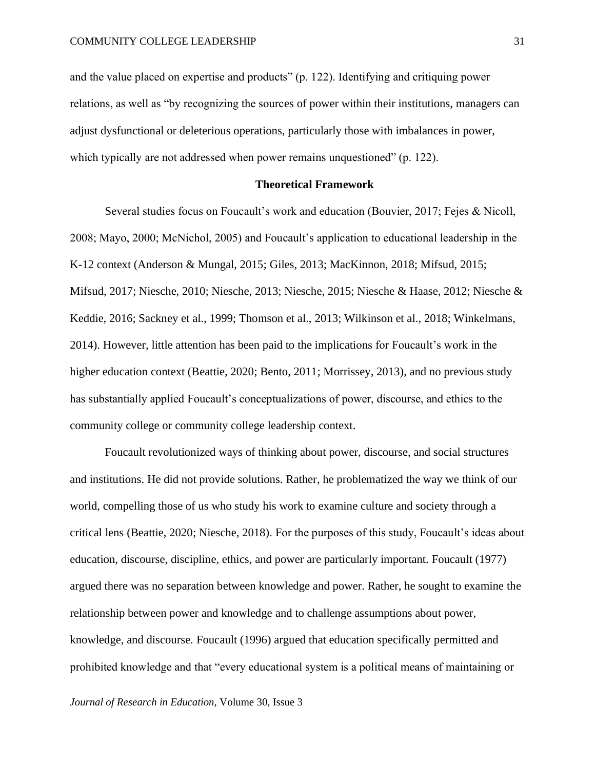and the value placed on expertise and products" (p. 122). Identifying and critiquing power relations, as well as "by recognizing the sources of power within their institutions, managers can adjust dysfunctional or deleterious operations, particularly those with imbalances in power, which typically are not addressed when power remains unquestioned" (p. 122).

## Theoretical Framework

Several studies focus on Foucault's work and education (Bouvier, 2017; Fejes & Nicoll, 2008; Mayo, 2000; McNichol, 2005) and Foucault's application to educational leadership in the K-12 context (Anderson & Mungal, 2015; Giles, 2013; MacKinnon, 2018; Mifsud, 2015; Mifsud, 2017; Niesche, 2010; Niesche, 2013; Niesche, 2015; Niesche & Haase, 2012; Niesche & Keddie, 2016; Sackney et al., 1999; Thomson et al., 2013; Wilkinson et al., 2018; Winkelmans, 2014). However, little attention has been paid to the implications for Foucault's work in the higher education context (Beattie, 2020; Bento, 2011; Morrissey, 2013), and no previous study has substantially applied Foucault's conceptualizations of power, discourse, and ethics to the community college or community college leadership context.

Foucault revolutionized ways of thinking about power, discourse, and social structures and institutions. He did not provide solutions. Rather, he problematized the way we think of our world, compelling those of us who study his work to examine culture and society through a critical lens (Beattie, 2020; Niesche, 2018). For the purposes of this study, Foucault's ideas about education, discourse, discipline, ethics, and power are particularly important. Foucault (1977) argued there was no separation between knowledge and power. Rather, he sought to examine the relationship between power and knowledge and to challenge assumptions about power, knowledge, and discourse. Foucault (1996) argued that education specifically permitted and prohibited knowledge and that "every educational system is a political means of maintaining or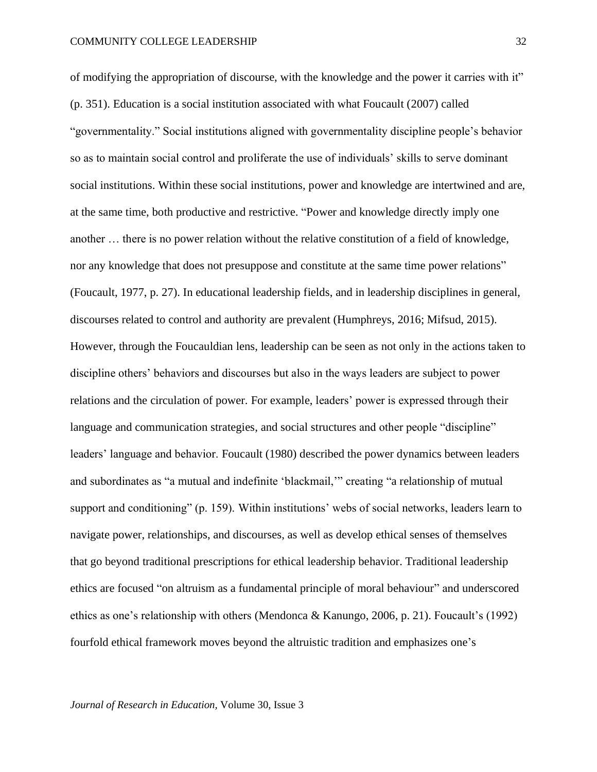of modifying the appropriation of discourse, with the knowledge and the power it carries with it" (p. 351). Education is a social institution associated with what Foucault (2007) called "governmentality." Social institutions aligned with governmentality discipline people's behavior so as to maintain social control and proliferate the use of individuals' skills to serve dominant social institutions. Within these social institutions, power and knowledge are intertwined and are, at the same time, both productive and restrictive. "Power and knowledge directly imply one another … there is no power relation without the relative constitution of a field of knowledge, nor any knowledge that does not presuppose and constitute at the same time power relations" (Foucault, 1977, p. 27). In educational leadership fields, and in leadership disciplines in general, discourses related to control and authority are prevalent (Humphreys, 2016; Mifsud, 2015). However, through the Foucauldian lens, leadership can be seen as not only in the actions taken to discipline others' behaviors and discourses but also in the ways leaders are subject to power relations and the circulation of power. For example, leaders' power is expressed through their language and communication strategies, and social structures and other people "discipline" leaders' language and behavior. Foucault (1980) described the power dynamics between leaders and subordinates as "a mutual and indefinite 'blackmail,'" creating "a relationship of mutual support and conditioning" (p. 159). Within institutions' webs of social networks, leaders learn to navigate power, relationships, and discourses, as well as develop ethical senses of themselves that go beyond traditional prescriptions for ethical leadership behavior. Traditional leadership ethics are focused "on altruism as a fundamental principle of moral behaviour" and underscored ethics as one's relationship with others (Mendonca & Kanungo, 2006, p. 21). Foucault's (1992) fourfold ethical framework moves beyond the altruistic tradition and emphasizes one's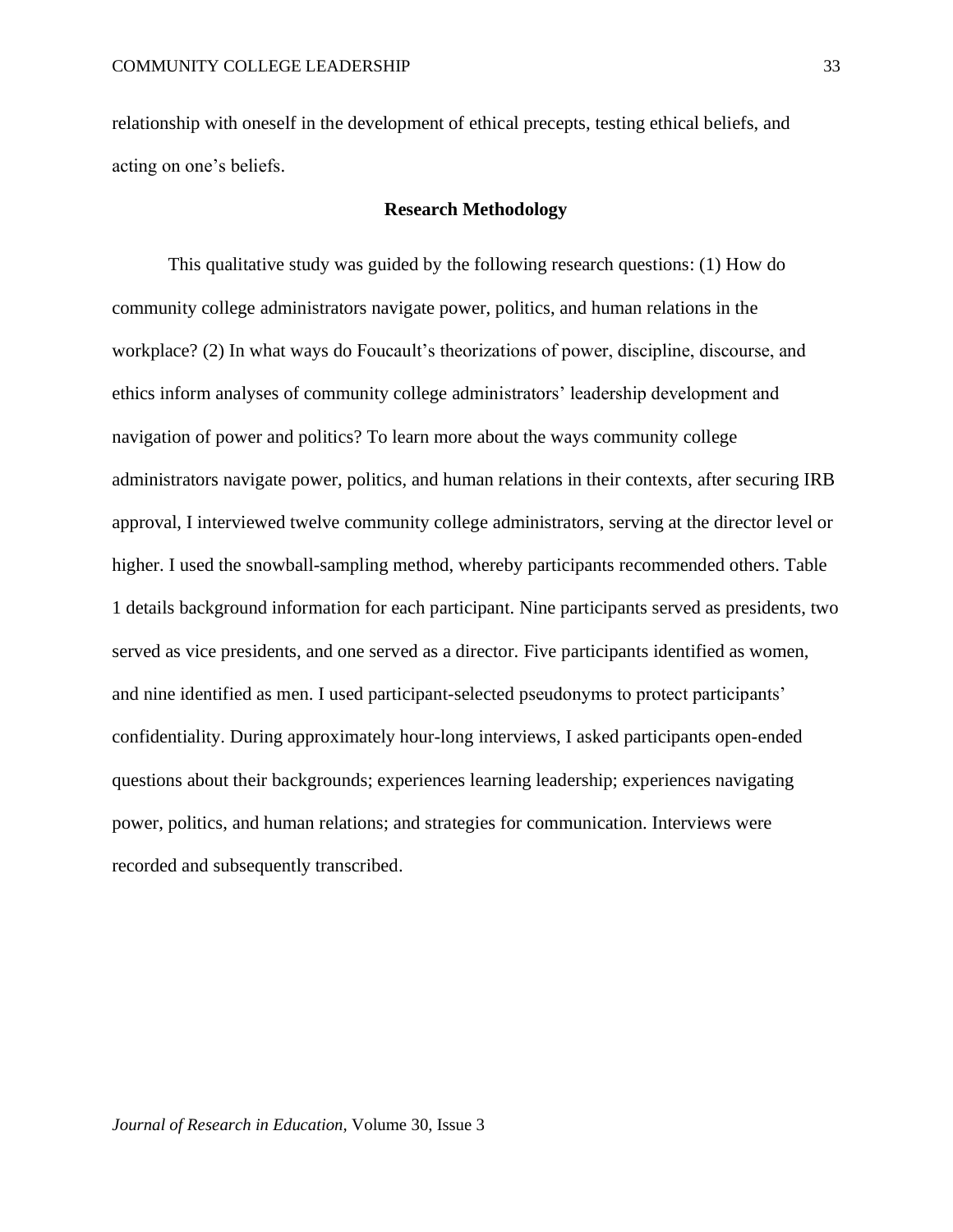relationship with oneself in the development of ethical precepts, testing ethical beliefs, and acting on one's beliefs.

## Research Methodology

This qualitative study was guided by the following research questions: (1) How do community college administrators navigate power, politics, and human relations in the workplace? (2) In what ways do Foucault's theorizations of power, discipline, discourse, and ethics inform analyses of community college administrators' leadership development and navigation of power and politics? To learn more about the ways community college administrators navigate power, politics, and human relations in their contexts, after securing IRB approval, I interviewed twelve community college administrators, serving at the director level or higher. I used the snowball-sampling method, whereby participants recommended others. Table 1 details background information for each participant. Nine participants served as presidents, two served as vice presidents, and one served as a director. Five participants identified as women, and nine identified as men. I used participant-selected pseudonyms to protect participants' confidentiality. During approximately hour-long interviews, I asked participants open-ended questions about their backgrounds; experiences learning leadership; experiences navigating power, politics, and human relations; and strategies for communication. Interviews were recorded and subsequently transcribed.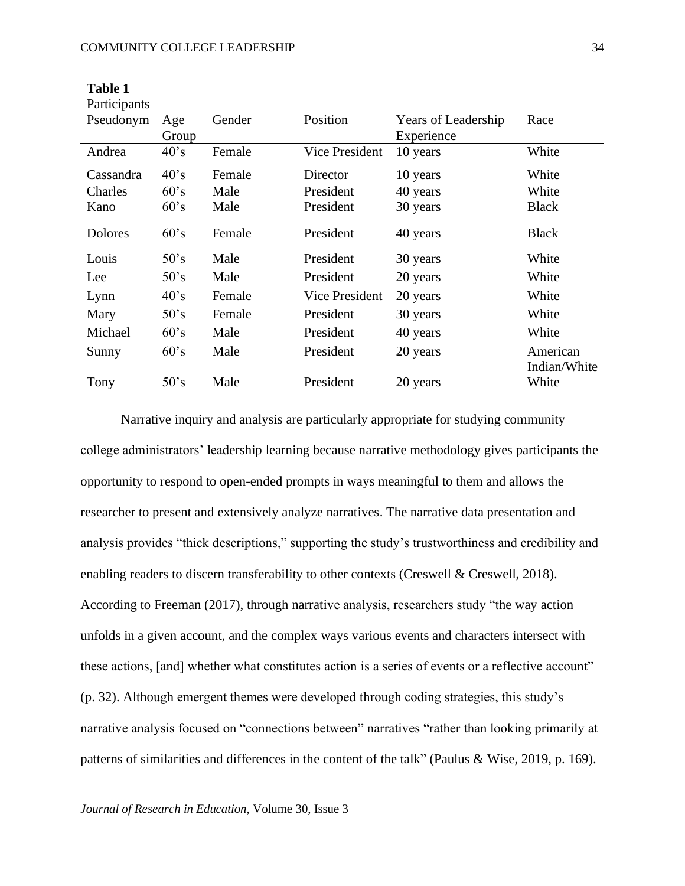**Table 1**

Participants

| Pseudonym | Age Group | Gender | Position | Years of Leadership Experience | Race |
|---|---|---|---|---|---|
| Andrea | 40’s | Female | Vice President | 10 years | White |
| Cassandra | 40’s | Female | Director | 10 years | White |
| Charles | 60’s | Male | President | 40 years | White |
| Kano | 60’s | Male | President | 30 years | Black |
| Dolores | 60’s | Female | President | 40 years | Black |
| Louis | 50’s | Male | President | 30 years | White |
| Lee | 50’s | Male | President | 20 years | White |
| Lynn | 40’s | Female | Vice President | 20 years | White |
| Mary | 50’s | Female | President | 30 years | White |
| Michael | 60’s | Male | President | 40 years | White |
| Sunny | 60’s | Male | President | 20 years | American Indian/White |
| Tony | 50’s | Male | President | 20 years | White |

Narrative inquiry and analysis are particularly appropriate for studying community college administrators’ leadership learning because narrative methodology gives participants the opportunity to respond to open-ended prompts in ways meaningful to them and allows the researcher to present and extensively analyze narratives. The narrative data presentation and analysis provides “thick descriptions,” supporting the study’s trustworthiness and credibility and enabling readers to discern transferability to other contexts (Creswell & Creswell, 2018). According to Freeman (2017), through narrative analysis, researchers study “the way action unfolds in a given account, and the complex ways various events and characters intersect with these actions, [and] whether what constitutes action is a series of events or a reflective account” (p. 32). Although emergent themes were developed through coding strategies, this study’s narrative analysis focused on “connections between” narratives “rather than looking primarily at patterns of similarities and differences in the content of the talk” (Paulus & Wise, 2019, p. 169).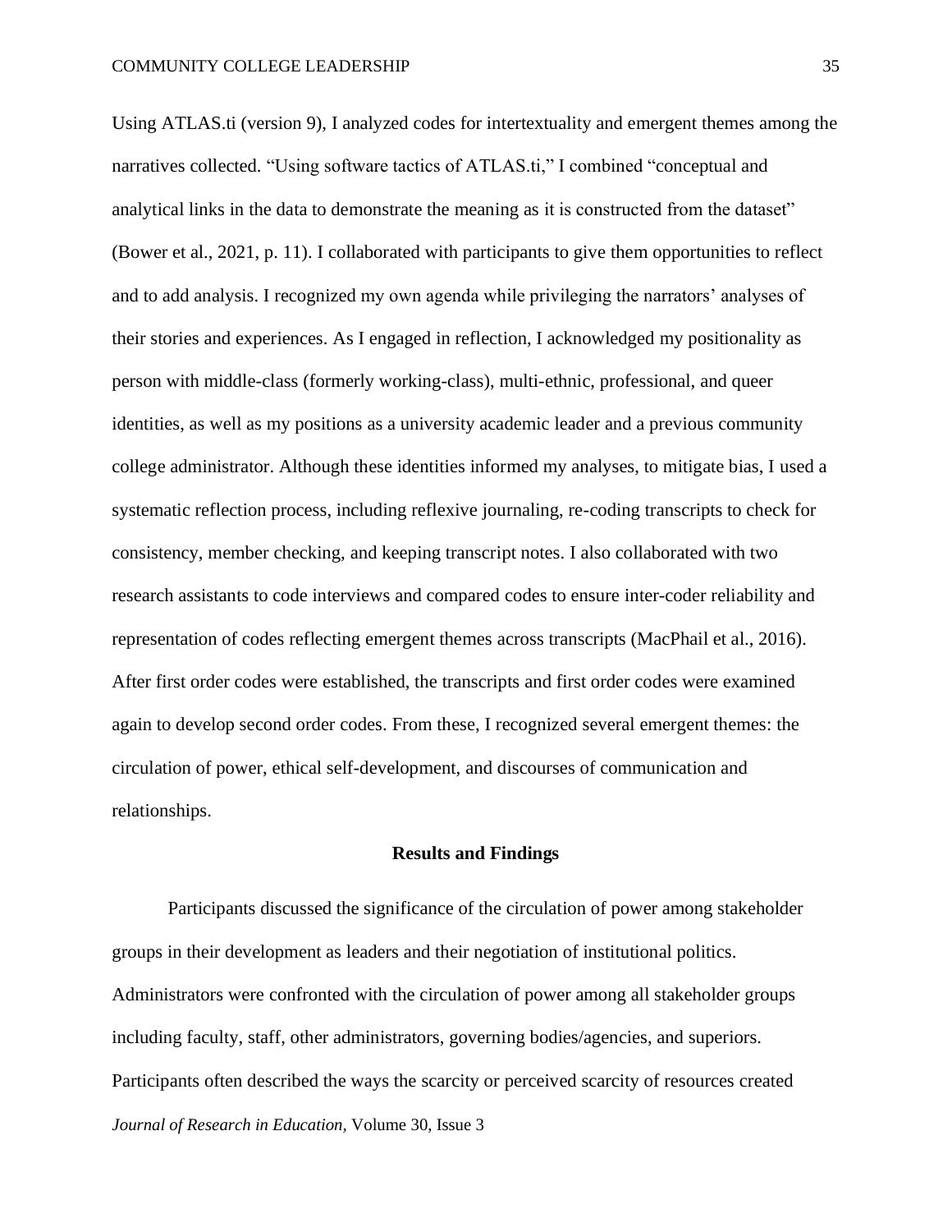Using ATLAS.ti (version 9), I analyzed codes for intertextuality and emergent themes among the narratives collected. "Using software tactics of ATLAS.ti," I combined "conceptual and analytical links in the data to demonstrate the meaning as it is constructed from the dataset" (Bower et al., 2021, p. 11). I collaborated with participants to give them opportunities to reflect and to add analysis. I recognized my own agenda while privileging the narrators' analyses of their stories and experiences. As I engaged in reflection, I acknowledged my positionality as person with middle-class (formerly working-class), multi-ethnic, professional, and queer identities, as well as my positions as a university academic leader and a previous community college administrator. Although these identities informed my analyses, to mitigate bias, I used a systematic reflection process, including reflexive journaling, re-coding transcripts to check for consistency, member checking, and keeping transcript notes. I also collaborated with two research assistants to code interviews and compared codes to ensure inter-coder reliability and representation of codes reflecting emergent themes across transcripts (MacPhail et al., 2016). After first order codes were established, the transcripts and first order codes were examined again to develop second order codes. From these, I recognized several emergent themes: the circulation of power, ethical self-development, and discourses of communication and relationships.

## Results and Findings

Participants discussed the significance of the circulation of power among stakeholder groups in their development as leaders and their negotiation of institutional politics. Administrators were confronted with the circulation of power among all stakeholder groups including faculty, staff, other administrators, governing bodies/agencies, and superiors. Participants often described the ways the scarcity or perceived scarcity of resources created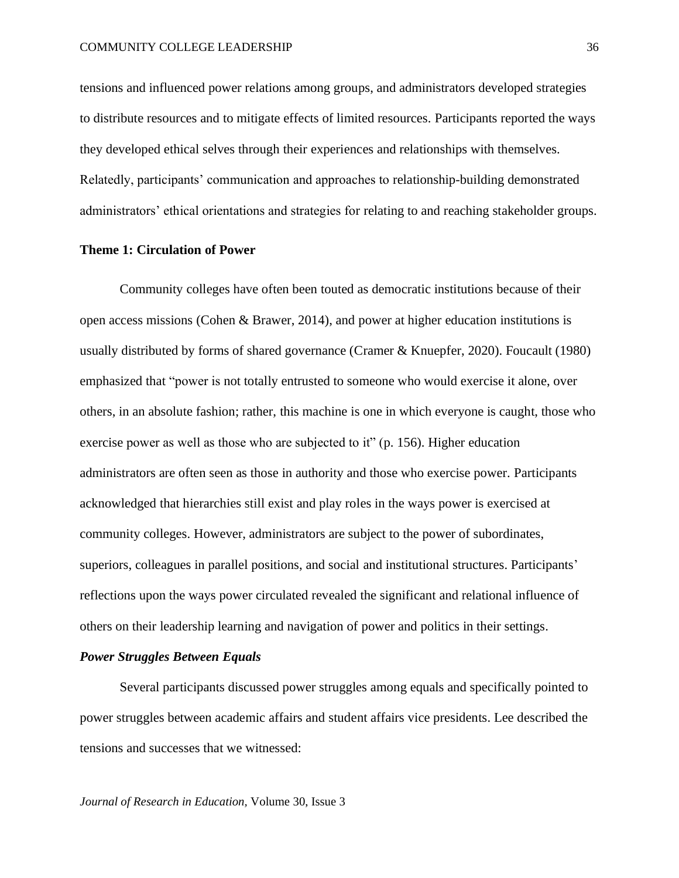tensions and influenced power relations among groups, and administrators developed strategies to distribute resources and to mitigate effects of limited resources. Participants reported the ways they developed ethical selves through their experiences and relationships with themselves. Relatedly, participants' communication and approaches to relationship-building demonstrated administrators' ethical orientations and strategies for relating to and reaching stakeholder groups.

## Theme 1: Circulation of Power

Community colleges have often been touted as democratic institutions because of their open access missions (Cohen & Brawer, 2014), and power at higher education institutions is usually distributed by forms of shared governance (Cramer & Knuepfer, 2020). Foucault (1980) emphasized that "power is not totally entrusted to someone who would exercise it alone, over others, in an absolute fashion; rather, this machine is one in which everyone is caught, those who exercise power as well as those who are subjected to it" (p. 156). Higher education administrators are often seen as those in authority and those who exercise power. Participants acknowledged that hierarchies still exist and play roles in the ways power is exercised at community colleges. However, administrators are subject to the power of subordinates, superiors, colleagues in parallel positions, and social and institutional structures. Participants' reflections upon the ways power circulated revealed the significant and relational influence of others on their leadership learning and navigation of power and politics in their settings.

### *Power Struggles Between Equals*

Several participants discussed power struggles among equals and specifically pointed to power struggles between academic affairs and student affairs vice presidents. Lee described the tensions and successes that we witnessed: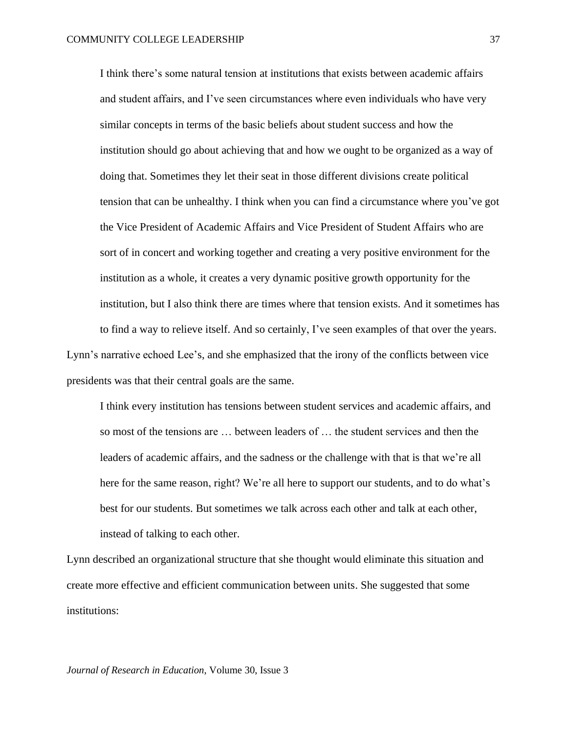> I think there's some natural tension at institutions that exists between academic affairs and student affairs, and I've seen circumstances where even individuals who have very similar concepts in terms of the basic beliefs about student success and how the institution should go about achieving that and how we ought to be organized as a way of doing that. Sometimes they let their seat in those different divisions create political tension that can be unhealthy. I think when you can find a circumstance where you've got the Vice President of Academic Affairs and Vice President of Student Affairs who are sort of in concert and working together and creating a very positive environment for the institution as a whole, it creates a very dynamic positive growth opportunity for the institution, but I also think there are times where that tension exists. And it sometimes has to find a way to relieve itself. And so certainly, I've seen examples of that over the years.

Lynn's narrative echoed Lee's, and she emphasized that the irony of the conflicts between vice presidents was that their central goals are the same.

> I think every institution has tensions between student services and academic affairs, and so most of the tensions are … between leaders of … the student services and then the leaders of academic affairs, and the sadness or the challenge with that is that we're all here for the same reason, right? We're all here to support our students, and to do what's best for our students. But sometimes we talk across each other and talk at each other, instead of talking to each other.

Lynn described an organizational structure that she thought would eliminate this situation and create more effective and efficient communication between units. She suggested that some institutions: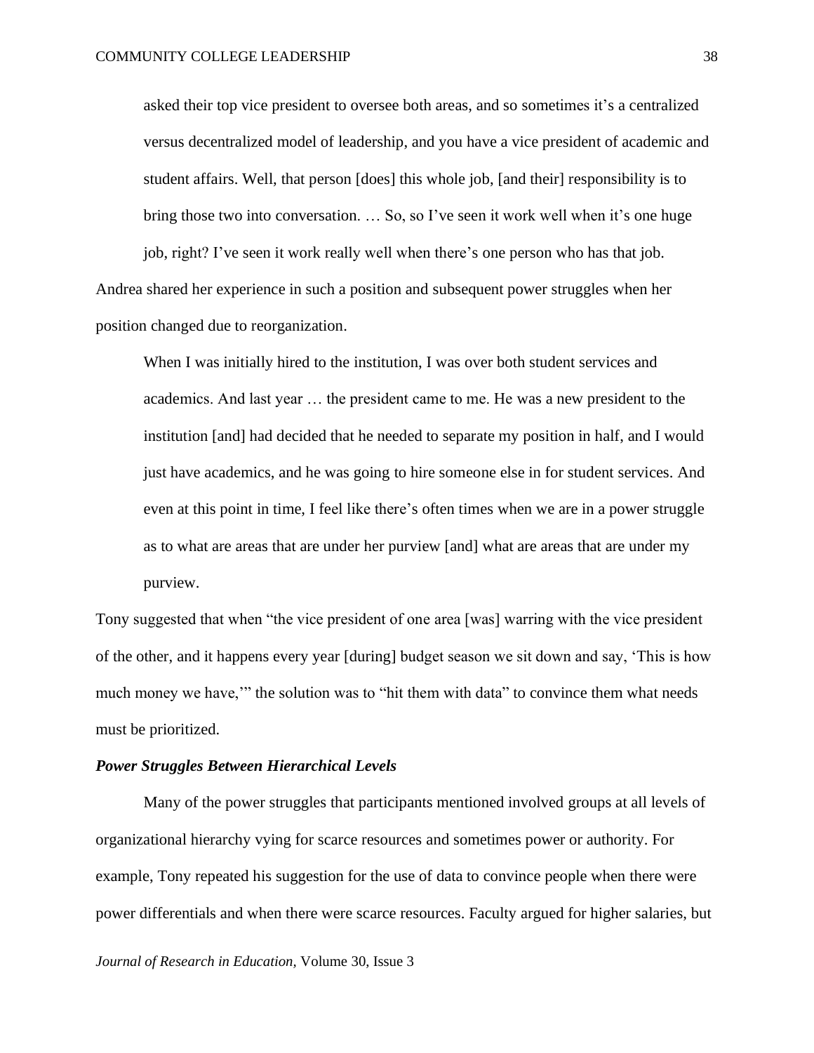> asked their top vice president to oversee both areas, and so sometimes it's a centralized versus decentralized model of leadership, and you have a vice president of academic and student affairs. Well, that person [does] this whole job, [and their] responsibility is to bring those two into conversation. … So, so I've seen it work well when it's one huge job, right? I've seen it work really well when there's one person who has that job.

Andrea shared her experience in such a position and subsequent power struggles when her position changed due to reorganization.

> When I was initially hired to the institution, I was over both student services and academics. And last year … the president came to me. He was a new president to the institution [and] had decided that he needed to separate my position in half, and I would just have academics, and he was going to hire someone else in for student services. And even at this point in time, I feel like there's often times when we are in a power struggle as to what are areas that are under her purview [and] what are areas that are under my purview.

Tony suggested that when "the vice president of one area [was] warring with the vice president of the other, and it happens every year [during] budget season we sit down and say, 'This is how much money we have,'" the solution was to "hit them with data" to convince them what needs must be prioritized.

### *Power Struggles Between Hierarchical Levels*

Many of the power struggles that participants mentioned involved groups at all levels of organizational hierarchy vying for scarce resources and sometimes power or authority. For example, Tony repeated his suggestion for the use of data to convince people when there were power differentials and when there were scarce resources. Faculty argued for higher salaries, but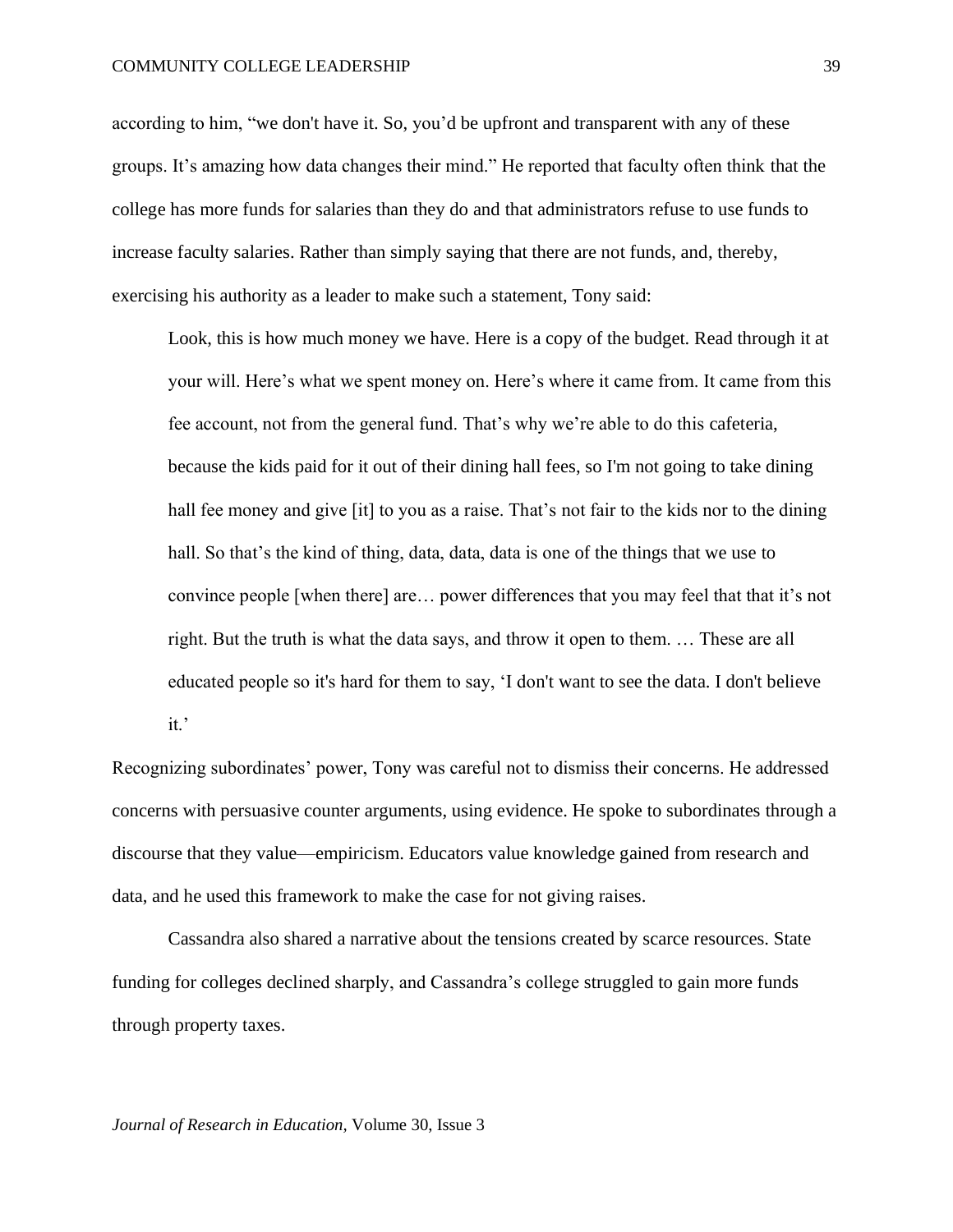according to him, "we don't have it. So, you'd be upfront and transparent with any of these groups. It's amazing how data changes their mind." He reported that faculty often think that the college has more funds for salaries than they do and that administrators refuse to use funds to increase faculty salaries. Rather than simply saying that there are not funds, and, thereby, exercising his authority as a leader to make such a statement, Tony said:

> Look, this is how much money we have. Here is a copy of the budget. Read through it at your will. Here's what we spent money on. Here's where it came from. It came from this fee account, not from the general fund. That's why we're able to do this cafeteria, because the kids paid for it out of their dining hall fees, so I'm not going to take dining hall fee money and give [it] to you as a raise. That's not fair to the kids nor to the dining hall. So that's the kind of thing, data, data, data is one of the things that we use to convince people [when there] are… power differences that you may feel that that it's not right. But the truth is what the data says, and throw it open to them. … These are all educated people so it's hard for them to say, 'I don't want to see the data. I don't believe it.'

Recognizing subordinates' power, Tony was careful not to dismiss their concerns. He addressed concerns with persuasive counter arguments, using evidence. He spoke to subordinates through a discourse that they value—empiricism. Educators value knowledge gained from research and data, and he used this framework to make the case for not giving raises.

Cassandra also shared a narrative about the tensions created by scarce resources. State funding for colleges declined sharply, and Cassandra's college struggled to gain more funds through property taxes.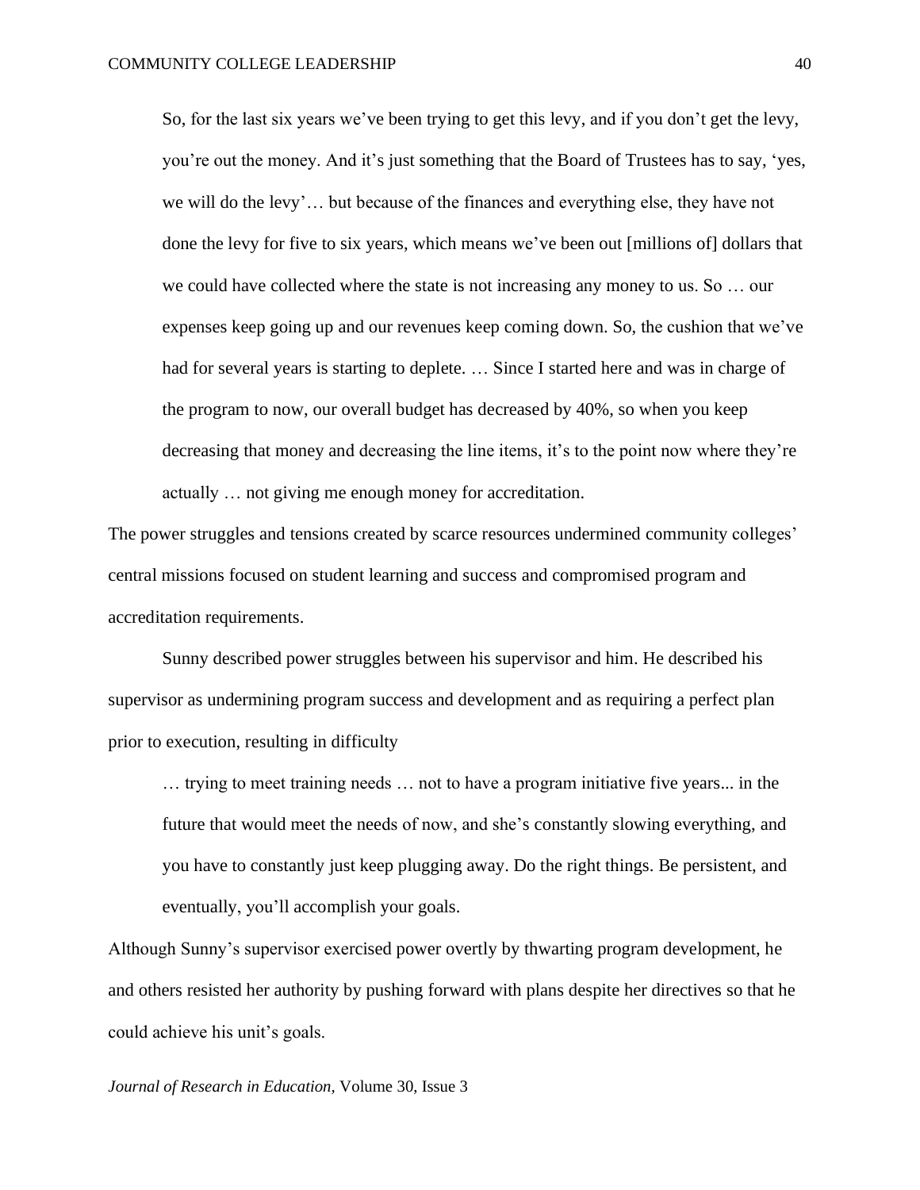> So, for the last six years we've been trying to get this levy, and if you don't get the levy, you're out the money. And it's just something that the Board of Trustees has to say, 'yes, we will do the levy'… but because of the finances and everything else, they have not done the levy for five to six years, which means we've been out [millions of] dollars that we could have collected where the state is not increasing any money to us. So … our expenses keep going up and our revenues keep coming down. So, the cushion that we've had for several years is starting to deplete. … Since I started here and was in charge of the program to now, our overall budget has decreased by 40%, so when you keep decreasing that money and decreasing the line items, it's to the point now where they're actually … not giving me enough money for accreditation.

The power struggles and tensions created by scarce resources undermined community colleges' central missions focused on student learning and success and compromised program and accreditation requirements.

Sunny described power struggles between his supervisor and him. He described his supervisor as undermining program success and development and as requiring a perfect plan prior to execution, resulting in difficulty

> … trying to meet training needs … not to have a program initiative five years... in the future that would meet the needs of now, and she's constantly slowing everything, and you have to constantly just keep plugging away. Do the right things. Be persistent, and eventually, you'll accomplish your goals.

Although Sunny's supervisor exercised power overtly by thwarting program development, he and others resisted her authority by pushing forward with plans despite her directives so that he could achieve his unit's goals.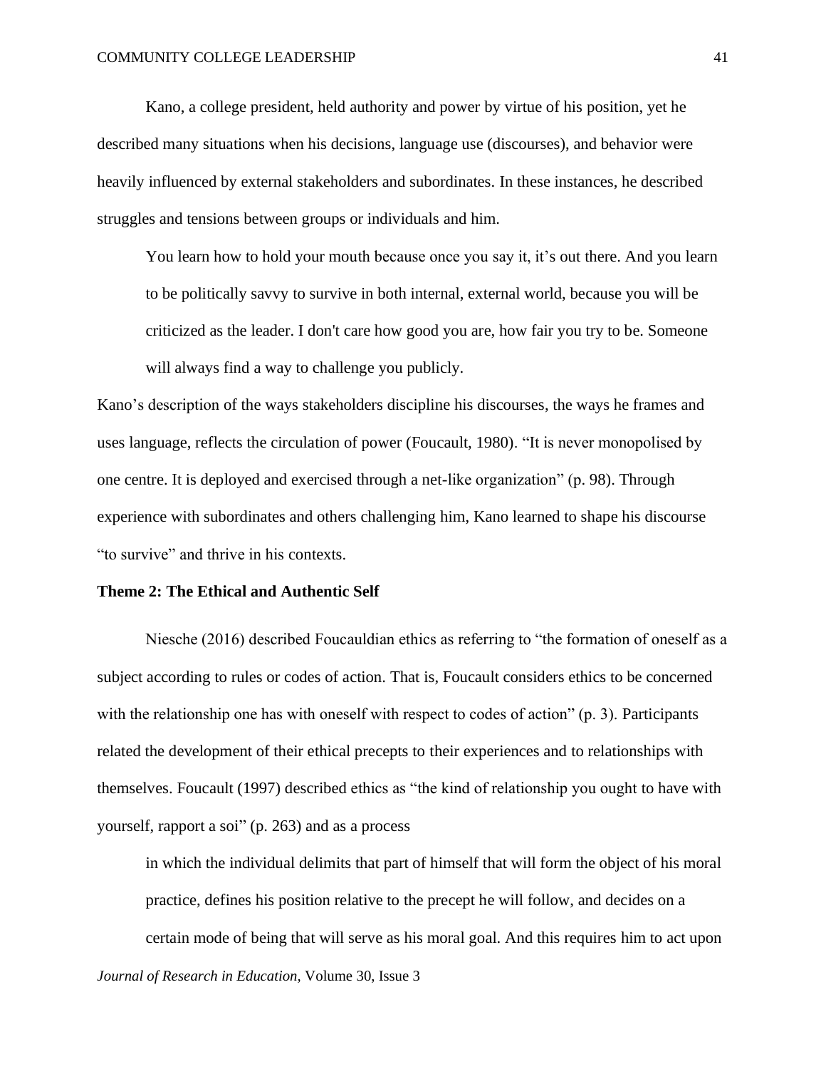Kano, a college president, held authority and power by virtue of his position, yet he described many situations when his decisions, language use (discourses), and behavior were heavily influenced by external stakeholders and subordinates. In these instances, he described struggles and tensions between groups or individuals and him.

> You learn how to hold your mouth because once you say it, it's out there. And you learn to be politically savvy to survive in both internal, external world, because you will be criticized as the leader. I don't care how good you are, how fair you try to be. Someone will always find a way to challenge you publicly.

Kano's description of the ways stakeholders discipline his discourses, the ways he frames and uses language, reflects the circulation of power (Foucault, 1980). "It is never monopolised by one centre. It is deployed and exercised through a net-like organization" (p. 98). Through experience with subordinates and others challenging him, Kano learned to shape his discourse "to survive" and thrive in his contexts.

**Theme 2: The Ethical and Authentic Self**

Niesche (2016) described Foucauldian ethics as referring to "the formation of oneself as a subject according to rules or codes of action. That is, Foucault considers ethics to be concerned with the relationship one has with oneself with respect to codes of action" (p. 3). Participants related the development of their ethical precepts to their experiences and to relationships with themselves. Foucault (1997) described ethics as "the kind of relationship you ought to have with yourself, rapport a soi" (p. 263) and as a process

> in which the individual delimits that part of himself that will form the object of his moral practice, defines his position relative to the precept he will follow, and decides on a certain mode of being that will serve as his moral goal. And this requires him to act upon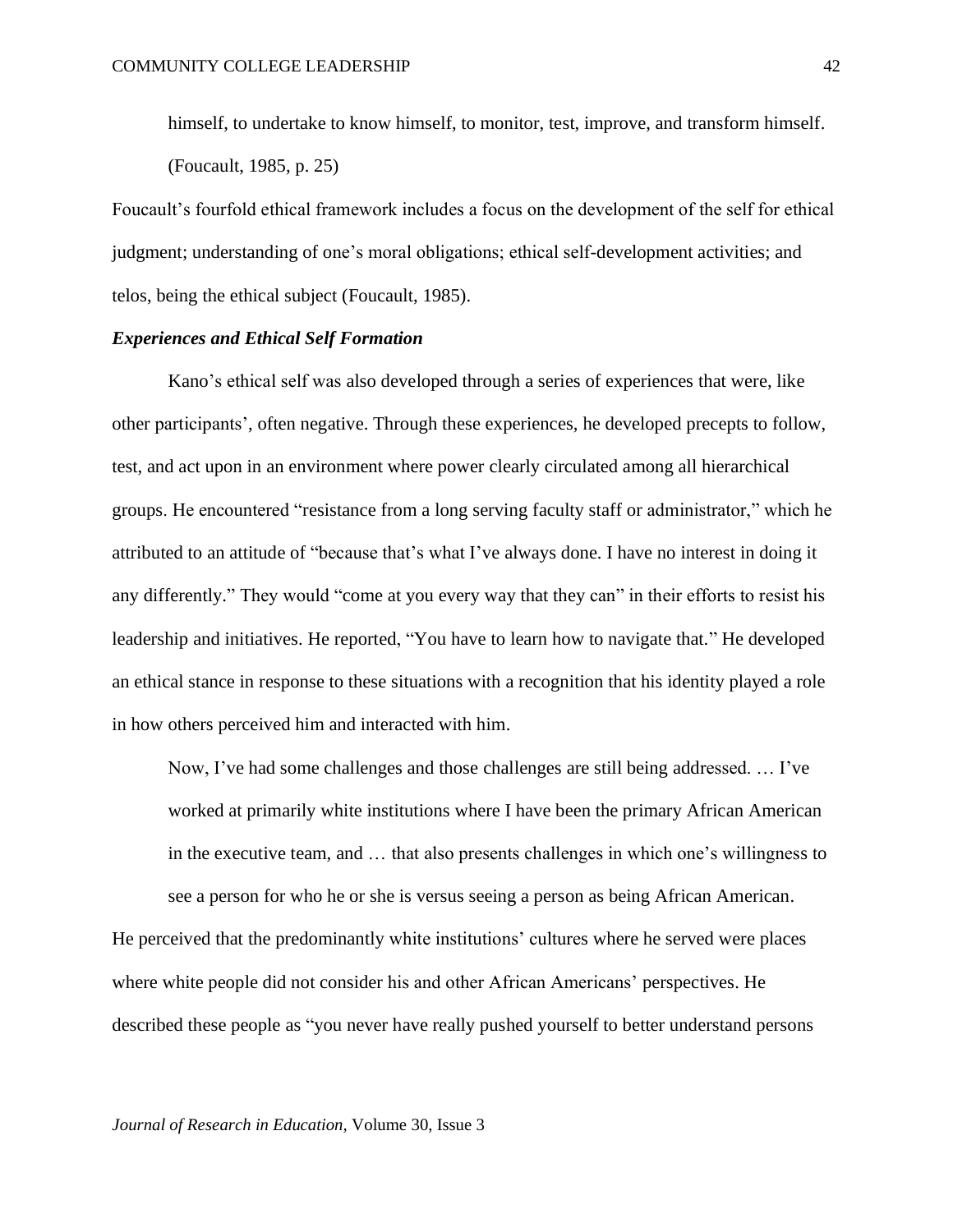> himself, to undertake to know himself, to monitor, test, improve, and transform himself. (Foucault, 1985, p. 25)

Foucault's fourfold ethical framework includes a focus on the development of the self for ethical judgment; understanding of one's moral obligations; ethical self-development activities; and telos, being the ethical subject (Foucault, 1985).

### *Experiences and Ethical Self Formation*

Kano's ethical self was also developed through a series of experiences that were, like other participants', often negative. Through these experiences, he developed precepts to follow, test, and act upon in an environment where power clearly circulated among all hierarchical groups. He encountered "resistance from a long serving faculty staff or administrator," which he attributed to an attitude of "because that's what I've always done. I have no interest in doing it any differently." They would "come at you every way that they can" in their efforts to resist his leadership and initiatives. He reported, "You have to learn how to navigate that." He developed an ethical stance in response to these situations with a recognition that his identity played a role in how others perceived him and interacted with him.

> Now, I've had some challenges and those challenges are still being addressed. … I've worked at primarily white institutions where I have been the primary African American in the executive team, and … that also presents challenges in which one's willingness to see a person for who he or she is versus seeing a person as being African American.

He perceived that the predominantly white institutions' cultures where he served were places where white people did not consider his and other African Americans' perspectives. He described these people as "you never have really pushed yourself to better understand persons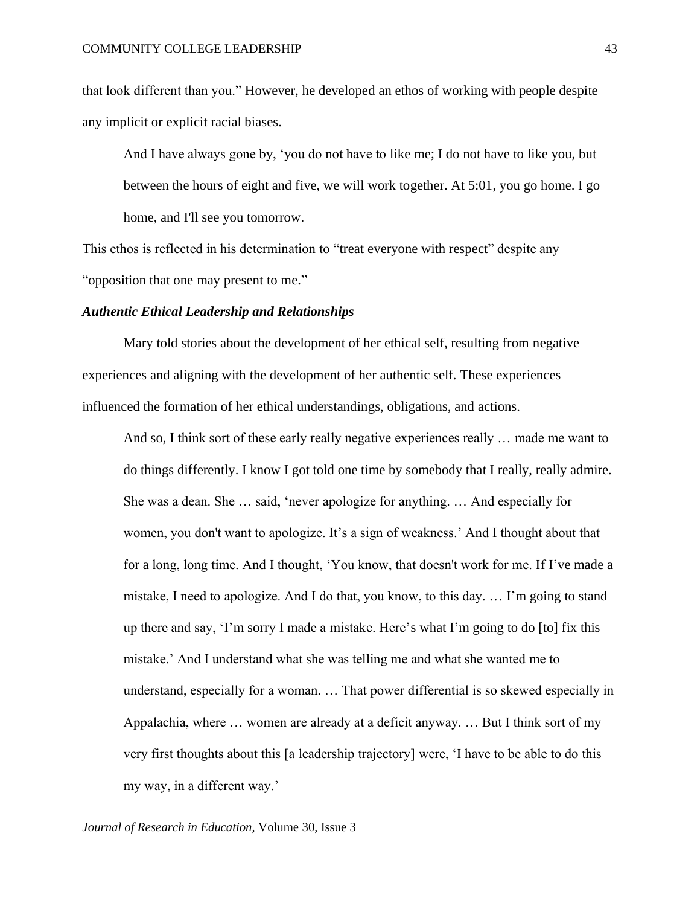that look different than you." However, he developed an ethos of working with people despite any implicit or explicit racial biases.

> And I have always gone by, 'you do not have to like me; I do not have to like you, but between the hours of eight and five, we will work together. At 5:01, you go home. I go home, and I'll see you tomorrow.

This ethos is reflected in his determination to "treat everyone with respect" despite any "opposition that one may present to me."

### *Authentic Ethical Leadership and Relationships*

Mary told stories about the development of her ethical self, resulting from negative experiences and aligning with the development of her authentic self. These experiences influenced the formation of her ethical understandings, obligations, and actions.

> And so, I think sort of these early really negative experiences really … made me want to do things differently. I know I got told one time by somebody that I really, really admire. She was a dean. She … said, 'never apologize for anything. … And especially for women, you don't want to apologize. It's a sign of weakness.' And I thought about that for a long, long time. And I thought, 'You know, that doesn't work for me. If I've made a mistake, I need to apologize. And I do that, you know, to this day. … I'm going to stand up there and say, 'I'm sorry I made a mistake. Here's what I'm going to do [to] fix this mistake.' And I understand what she was telling me and what she wanted me to understand, especially for a woman. … That power differential is so skewed especially in Appalachia, where … women are already at a deficit anyway. … But I think sort of my very first thoughts about this [a leadership trajectory] were, 'I have to be able to do this my way, in a different way.'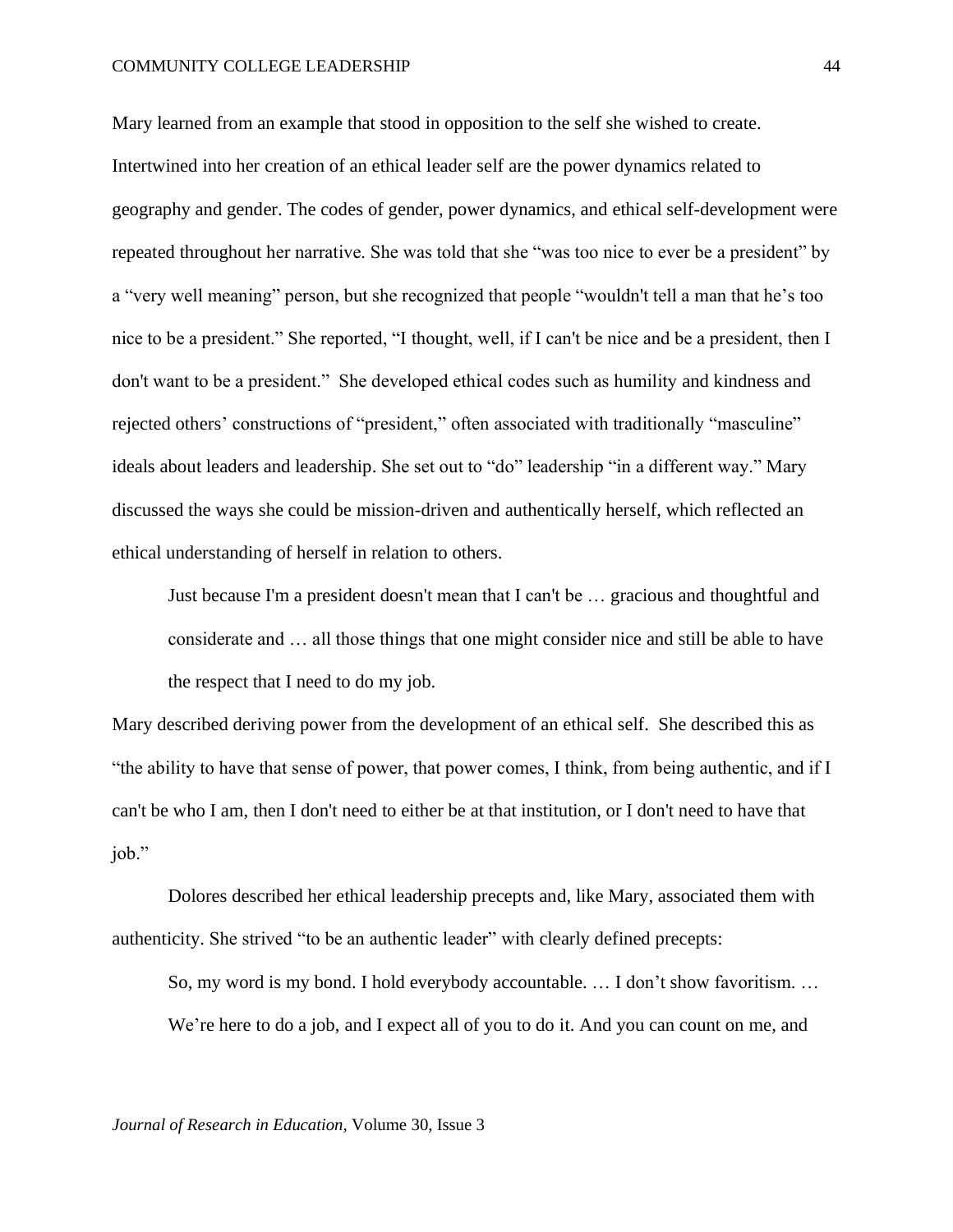Mary learned from an example that stood in opposition to the self she wished to create. Intertwined into her creation of an ethical leader self are the power dynamics related to geography and gender. The codes of gender, power dynamics, and ethical self-development were repeated throughout her narrative. She was told that she "was too nice to ever be a president" by a "very well meaning" person, but she recognized that people "wouldn't tell a man that he's too nice to be a president." She reported, "I thought, well, if I can't be nice and be a president, then I don't want to be a president." She developed ethical codes such as humility and kindness and rejected others' constructions of "president," often associated with traditionally "masculine" ideals about leaders and leadership. She set out to "do" leadership "in a different way." Mary discussed the ways she could be mission-driven and authentically herself, which reflected an ethical understanding of herself in relation to others.

> Just because I'm a president doesn't mean that I can't be … gracious and thoughtful and considerate and … all those things that one might consider nice and still be able to have the respect that I need to do my job.

Mary described deriving power from the development of an ethical self. She described this as "the ability to have that sense of power, that power comes, I think, from being authentic, and if I can't be who I am, then I don't need to either be at that institution, or I don't need to have that job."

Dolores described her ethical leadership precepts and, like Mary, associated them with authenticity. She strived "to be an authentic leader" with clearly defined precepts:

> So, my word is my bond. I hold everybody accountable. … I don't show favoritism. … We're here to do a job, and I expect all of you to do it. And you can count on me, and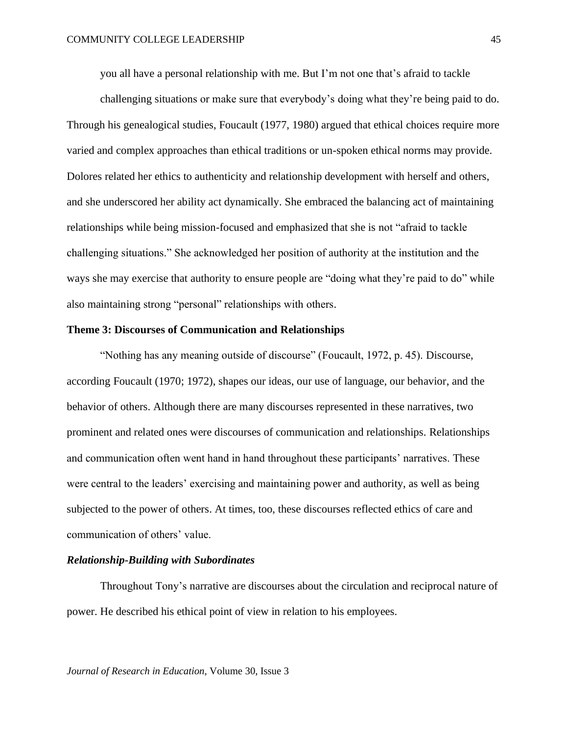> you all have a personal relationship with me. But I'm not one that's afraid to tackle challenging situations or make sure that everybody's doing what they're being paid to do.

Through his genealogical studies, Foucault (1977, 1980) argued that ethical choices require more varied and complex approaches than ethical traditions or un-spoken ethical norms may provide. Dolores related her ethics to authenticity and relationship development with herself and others, and she underscored her ability act dynamically. She embraced the balancing act of maintaining relationships while being mission-focused and emphasized that she is not "afraid to tackle challenging situations." She acknowledged her position of authority at the institution and the ways she may exercise that authority to ensure people are "doing what they're paid to do" while also maintaining strong "personal" relationships with others.

## Theme 3: Discourses of Communication and Relationships

"Nothing has any meaning outside of discourse" (Foucault, 1972, p. 45). Discourse, according Foucault (1970; 1972), shapes our ideas, our use of language, our behavior, and the behavior of others. Although there are many discourses represented in these narratives, two prominent and related ones were discourses of communication and relationships. Relationships and communication often went hand in hand throughout these participants' narratives. These were central to the leaders' exercising and maintaining power and authority, as well as being subjected to the power of others. At times, too, these discourses reflected ethics of care and communication of others' value.

### *Relationship-Building with Subordinates*

Throughout Tony's narrative are discourses about the circulation and reciprocal nature of power. He described his ethical point of view in relation to his employees.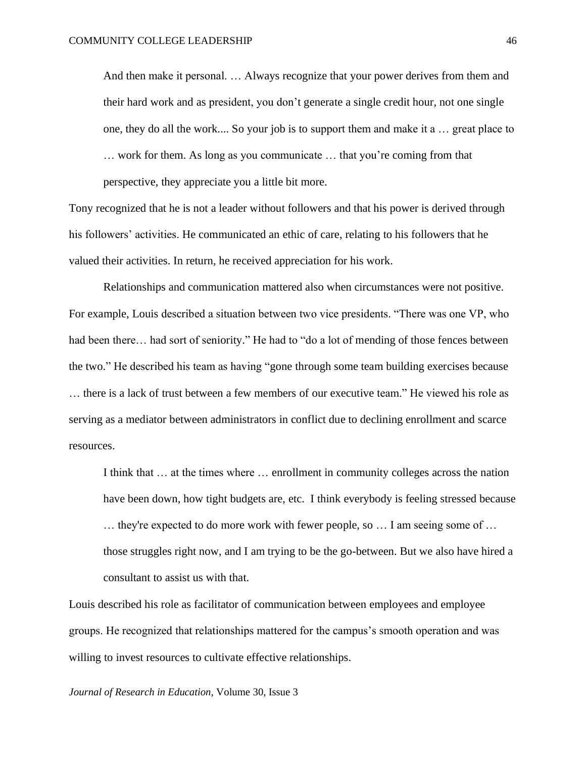> And then make it personal. … Always recognize that your power derives from them and their hard work and as president, you don't generate a single credit hour, not one single one, they do all the work.... So your job is to support them and make it a … great place to … work for them. As long as you communicate … that you're coming from that perspective, they appreciate you a little bit more.

Tony recognized that he is not a leader without followers and that his power is derived through his followers' activities. He communicated an ethic of care, relating to his followers that he valued their activities. In return, he received appreciation for his work.

Relationships and communication mattered also when circumstances were not positive. For example, Louis described a situation between two vice presidents. "There was one VP, who had been there… had sort of seniority." He had to "do a lot of mending of those fences between the two." He described his team as having "gone through some team building exercises because … there is a lack of trust between a few members of our executive team." He viewed his role as serving as a mediator between administrators in conflict due to declining enrollment and scarce resources.

> I think that … at the times where … enrollment in community colleges across the nation have been down, how tight budgets are, etc. I think everybody is feeling stressed because … they're expected to do more work with fewer people, so … I am seeing some of … those struggles right now, and I am trying to be the go-between. But we also have hired a consultant to assist us with that.

Louis described his role as facilitator of communication between employees and employee groups. He recognized that relationships mattered for the campus's smooth operation and was willing to invest resources to cultivate effective relationships.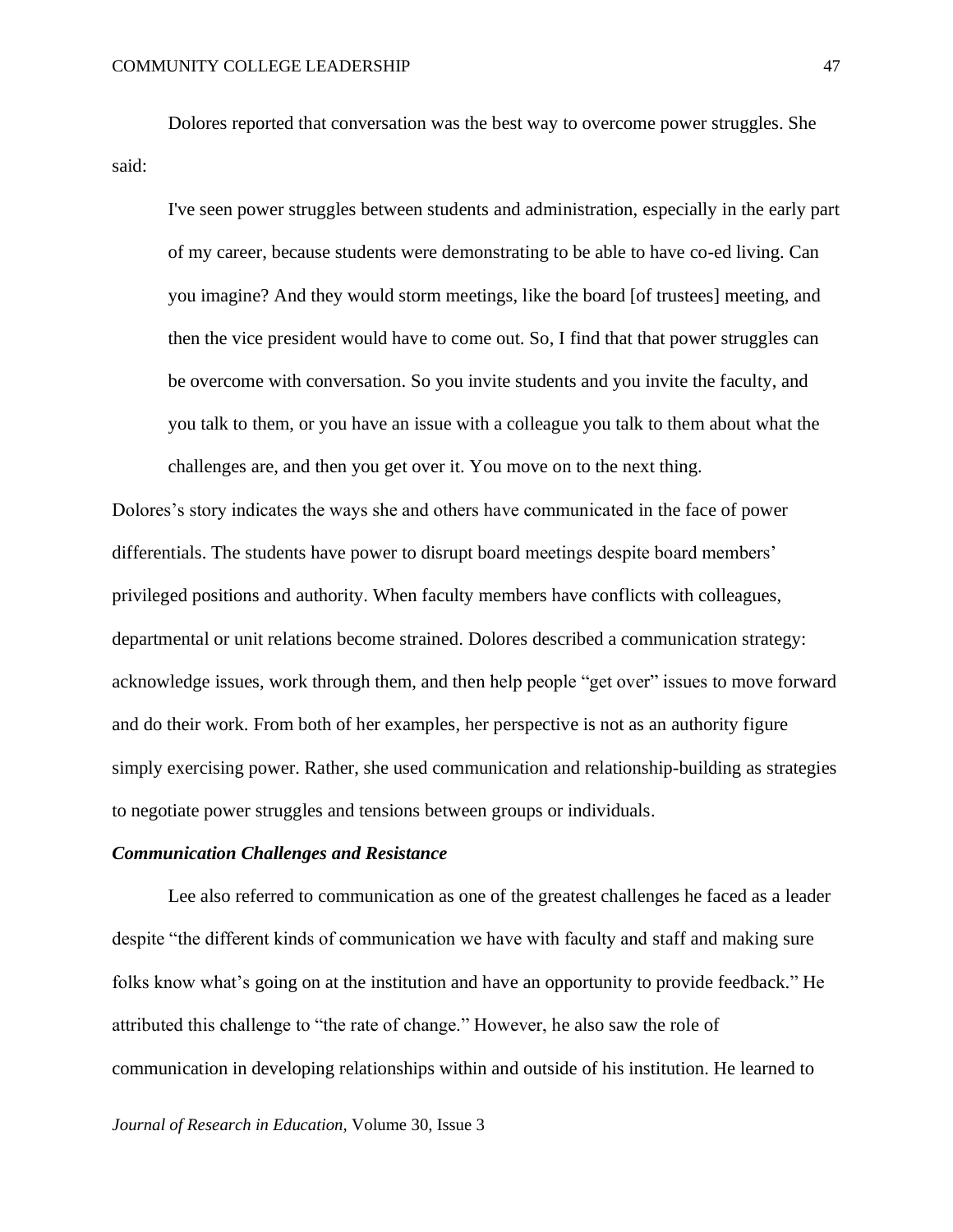Dolores reported that conversation was the best way to overcome power struggles. She said:

> I've seen power struggles between students and administration, especially in the early part of my career, because students were demonstrating to be able to have co-ed living. Can you imagine? And they would storm meetings, like the board [of trustees] meeting, and then the vice president would have to come out. So, I find that that power struggles can be overcome with conversation. So you invite students and you invite the faculty, and you talk to them, or you have an issue with a colleague you talk to them about what the challenges are, and then you get over it. You move on to the next thing.

Dolores's story indicates the ways she and others have communicated in the face of power differentials. The students have power to disrupt board meetings despite board members' privileged positions and authority. When faculty members have conflicts with colleagues, departmental or unit relations become strained. Dolores described a communication strategy: acknowledge issues, work through them, and then help people "get over" issues to move forward and do their work. From both of her examples, her perspective is not as an authority figure simply exercising power. Rather, she used communication and relationship-building as strategies to negotiate power struggles and tensions between groups or individuals.

### *Communication Challenges and Resistance*

Lee also referred to communication as one of the greatest challenges he faced as a leader despite "the different kinds of communication we have with faculty and staff and making sure folks know what's going on at the institution and have an opportunity to provide feedback." He attributed this challenge to "the rate of change." However, he also saw the role of communication in developing relationships within and outside of his institution. He learned to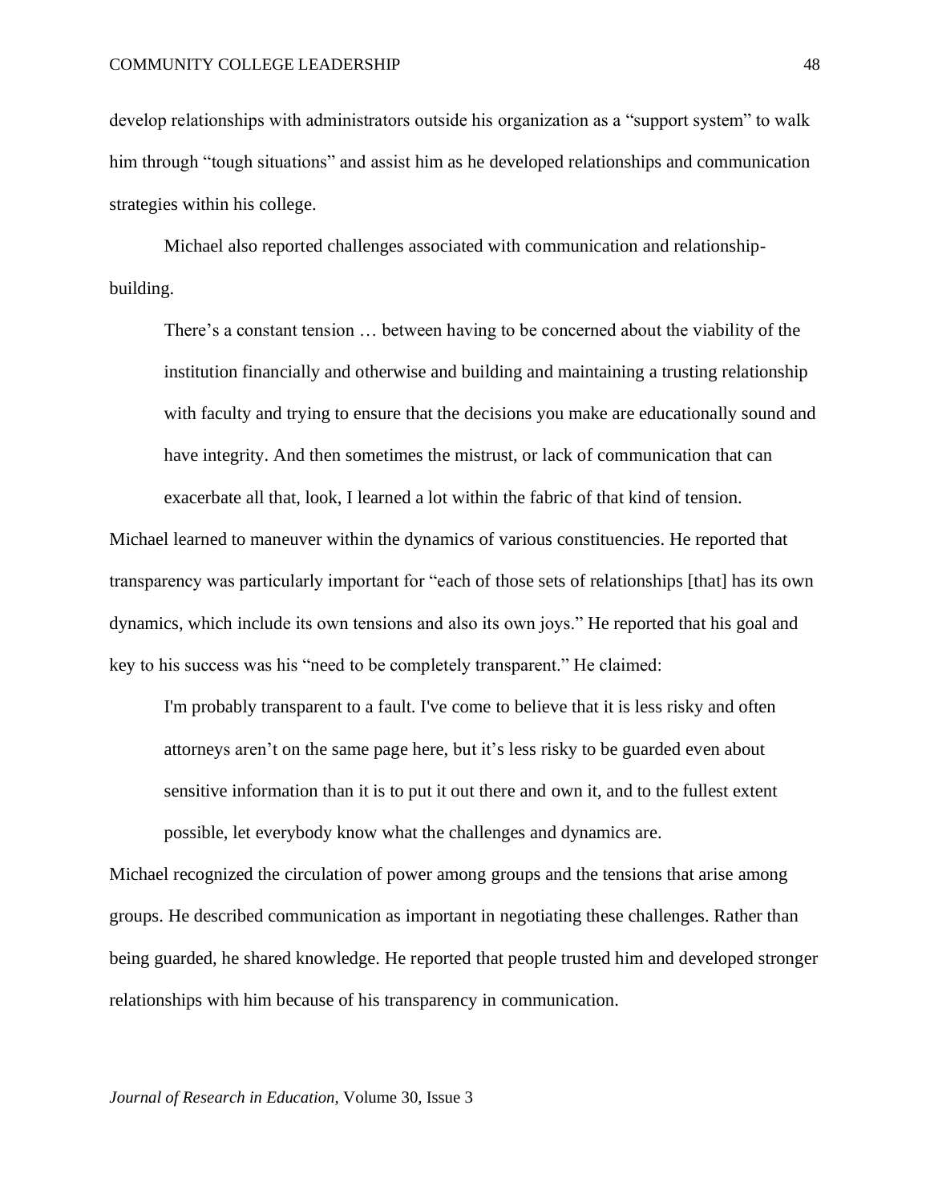develop relationships with administrators outside his organization as a "support system" to walk him through "tough situations" and assist him as he developed relationships and communication strategies within his college.

Michael also reported challenges associated with communication and relationship-building.

> There's a constant tension … between having to be concerned about the viability of the institution financially and otherwise and building and maintaining a trusting relationship with faculty and trying to ensure that the decisions you make are educationally sound and have integrity. And then sometimes the mistrust, or lack of communication that can exacerbate all that, look, I learned a lot within the fabric of that kind of tension.

Michael learned to maneuver within the dynamics of various constituencies. He reported that transparency was particularly important for "each of those sets of relationships [that] has its own dynamics, which include its own tensions and also its own joys." He reported that his goal and key to his success was his "need to be completely transparent." He claimed:

> I'm probably transparent to a fault. I've come to believe that it is less risky and often attorneys aren't on the same page here, but it's less risky to be guarded even about sensitive information than it is to put it out there and own it, and to the fullest extent possible, let everybody know what the challenges and dynamics are.

Michael recognized the circulation of power among groups and the tensions that arise among groups. He described communication as important in negotiating these challenges. Rather than being guarded, he shared knowledge. He reported that people trusted him and developed stronger relationships with him because of his transparency in communication.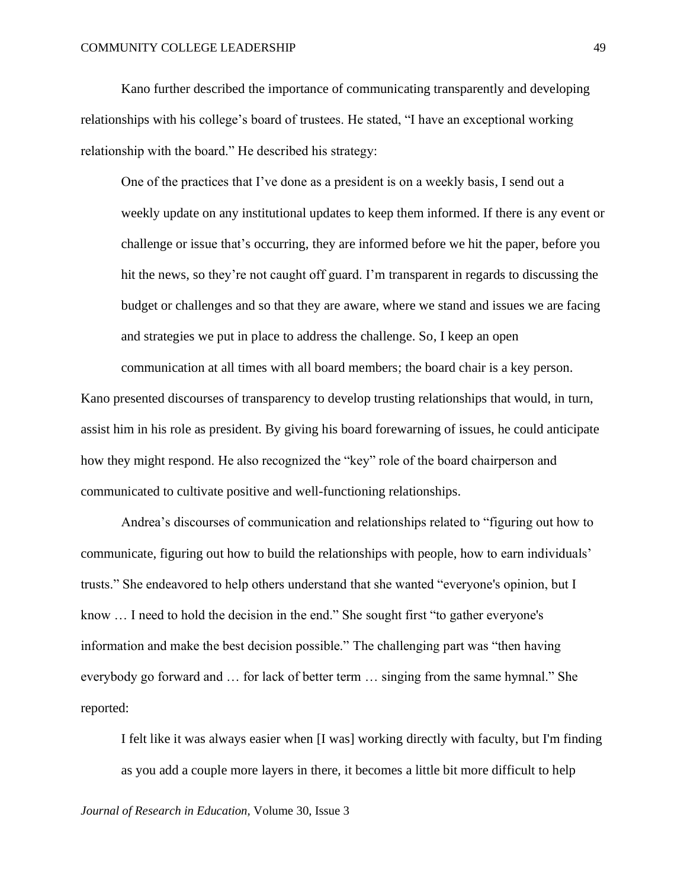Kano further described the importance of communicating transparently and developing relationships with his college's board of trustees. He stated, "I have an exceptional working relationship with the board." He described his strategy:

> One of the practices that I've done as a president is on a weekly basis, I send out a weekly update on any institutional updates to keep them informed. If there is any event or challenge or issue that's occurring, they are informed before we hit the paper, before you hit the news, so they're not caught off guard. I'm transparent in regards to discussing the budget or challenges and so that they are aware, where we stand and issues we are facing and strategies we put in place to address the challenge. So, I keep an open communication at all times with all board members; the board chair is a key person.

Kano presented discourses of transparency to develop trusting relationships that would, in turn, assist him in his role as president. By giving his board forewarning of issues, he could anticipate how they might respond. He also recognized the "key" role of the board chairperson and communicated to cultivate positive and well-functioning relationships.

Andrea's discourses of communication and relationships related to "figuring out how to communicate, figuring out how to build the relationships with people, how to earn individuals' trusts." She endeavored to help others understand that she wanted "everyone's opinion, but I know … I need to hold the decision in the end." She sought first "to gather everyone's information and make the best decision possible." The challenging part was "then having everybody go forward and … for lack of better term … singing from the same hymnal." She reported:

> I felt like it was always easier when [I was] working directly with faculty, but I'm finding as you add a couple more layers in there, it becomes a little bit more difficult to help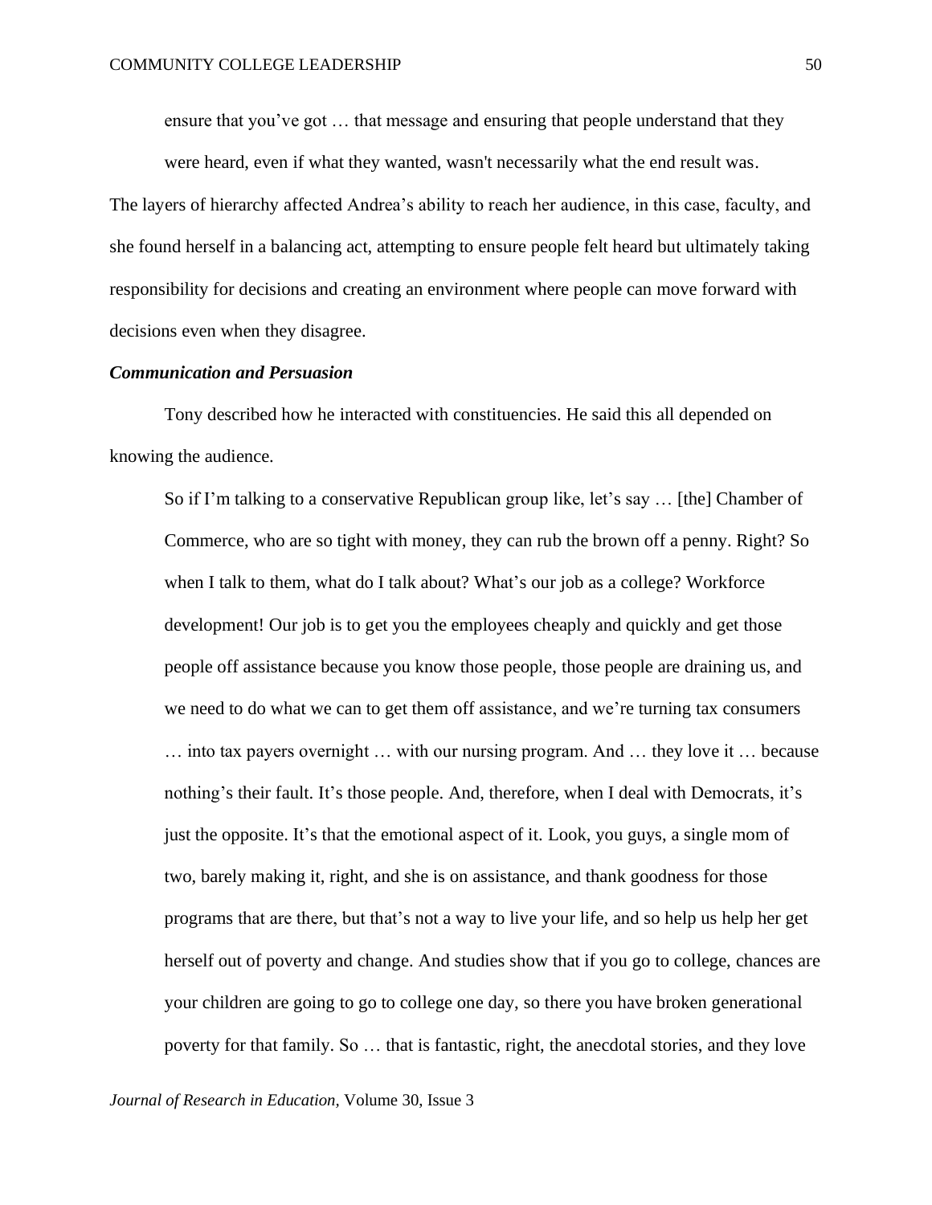> ensure that you've got … that message and ensuring that people understand that they were heard, even if what they wanted, wasn't necessarily what the end result was.

The layers of hierarchy affected Andrea's ability to reach her audience, in this case, faculty, and she found herself in a balancing act, attempting to ensure people felt heard but ultimately taking responsibility for decisions and creating an environment where people can move forward with decisions even when they disagree.

### *Communication and Persuasion*

Tony described how he interacted with constituencies. He said this all depended on knowing the audience.

> So if I'm talking to a conservative Republican group like, let's say … [the] Chamber of Commerce, who are so tight with money, they can rub the brown off a penny. Right? So when I talk to them, what do I talk about? What's our job as a college? Workforce development! Our job is to get you the employees cheaply and quickly and get those people off assistance because you know those people, those people are draining us, and we need to do what we can to get them off assistance, and we're turning tax consumers … into tax payers overnight … with our nursing program. And … they love it … because nothing's their fault. It's those people. And, therefore, when I deal with Democrats, it's just the opposite. It's that the emotional aspect of it. Look, you guys, a single mom of two, barely making it, right, and she is on assistance, and thank goodness for those programs that are there, but that's not a way to live your life, and so help us help her get herself out of poverty and change. And studies show that if you go to college, chances are your children are going to go to college one day, so there you have broken generational poverty for that family. So … that is fantastic, right, the anecdotal stories, and they love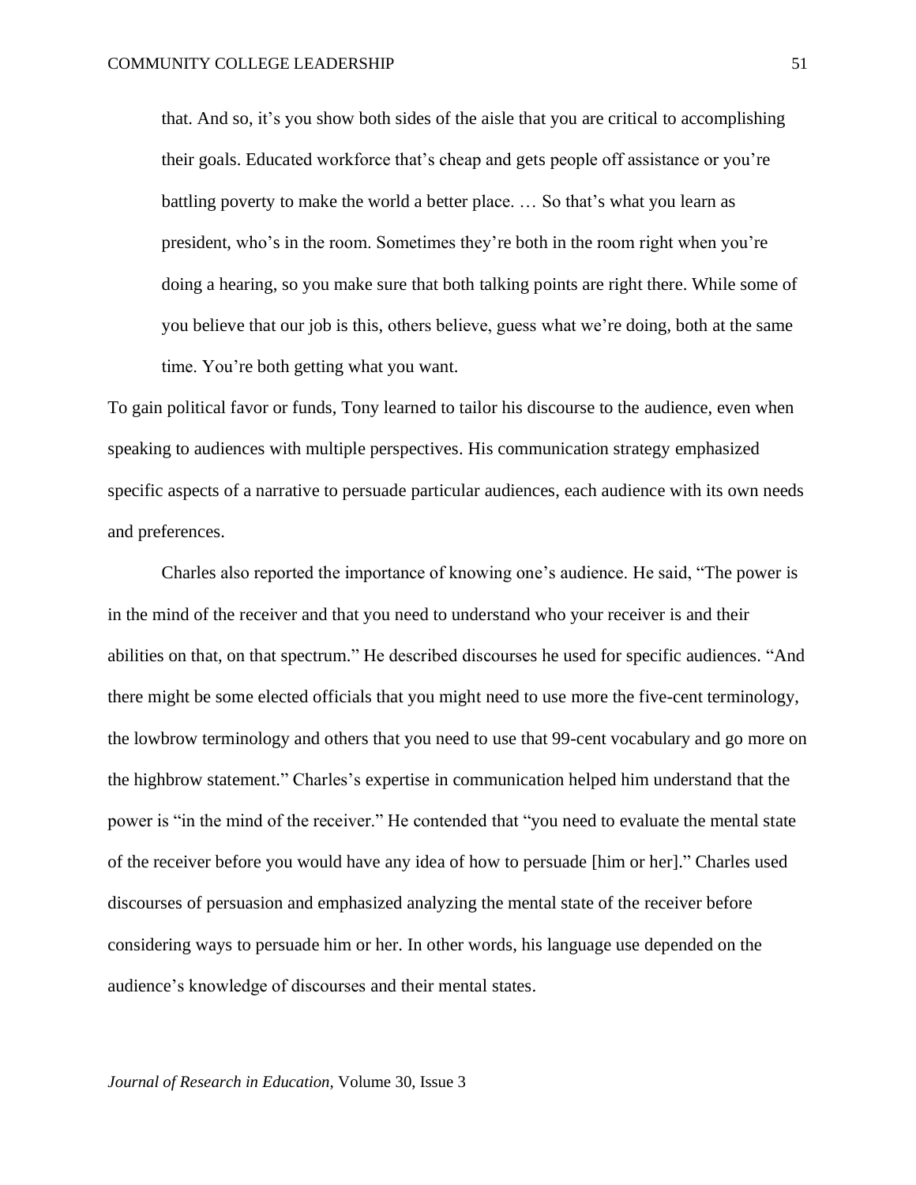> that. And so, it's you show both sides of the aisle that you are critical to accomplishing their goals. Educated workforce that's cheap and gets people off assistance or you're battling poverty to make the world a better place. … So that's what you learn as president, who's in the room. Sometimes they're both in the room right when you're doing a hearing, so you make sure that both talking points are right there. While some of you believe that our job is this, others believe, guess what we're doing, both at the same time. You're both getting what you want.

To gain political favor or funds, Tony learned to tailor his discourse to the audience, even when speaking to audiences with multiple perspectives. His communication strategy emphasized specific aspects of a narrative to persuade particular audiences, each audience with its own needs and preferences.

Charles also reported the importance of knowing one's audience. He said, "The power is in the mind of the receiver and that you need to understand who your receiver is and their abilities on that, on that spectrum." He described discourses he used for specific audiences. "And there might be some elected officials that you might need to use more the five-cent terminology, the lowbrow terminology and others that you need to use that 99-cent vocabulary and go more on the highbrow statement." Charles's expertise in communication helped him understand that the power is "in the mind of the receiver." He contended that "you need to evaluate the mental state of the receiver before you would have any idea of how to persuade [him or her]." Charles used discourses of persuasion and emphasized analyzing the mental state of the receiver before considering ways to persuade him or her. In other words, his language use depended on the audience's knowledge of discourses and their mental states.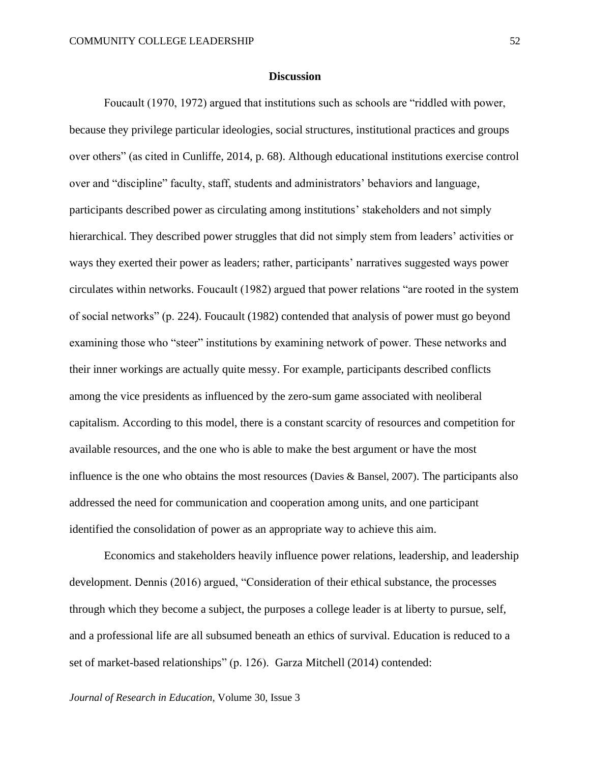## Discussion

Foucault (1970, 1972) argued that institutions such as schools are "riddled with power, because they privilege particular ideologies, social structures, institutional practices and groups over others" (as cited in Cunliffe, 2014, p. 68). Although educational institutions exercise control over and "discipline" faculty, staff, students and administrators' behaviors and language, participants described power as circulating among institutions' stakeholders and not simply hierarchical. They described power struggles that did not simply stem from leaders' activities or ways they exerted their power as leaders; rather, participants' narratives suggested ways power circulates within networks. Foucault (1982) argued that power relations "are rooted in the system of social networks" (p. 224). Foucault (1982) contended that analysis of power must go beyond examining those who "steer" institutions by examining network of power. These networks and their inner workings are actually quite messy. For example, participants described conflicts among the vice presidents as influenced by the zero-sum game associated with neoliberal capitalism. According to this model, there is a constant scarcity of resources and competition for available resources, and the one who is able to make the best argument or have the most influence is the one who obtains the most resources (Davies & Bansel, 2007). The participants also addressed the need for communication and cooperation among units, and one participant identified the consolidation of power as an appropriate way to achieve this aim.

Economics and stakeholders heavily influence power relations, leadership, and leadership development. Dennis (2016) argued, "Consideration of their ethical substance, the processes through which they become a subject, the purposes a college leader is at liberty to pursue, self, and a professional life are all subsumed beneath an ethics of survival. Education is reduced to a set of market-based relationships" (p. 126). Garza Mitchell (2014) contended: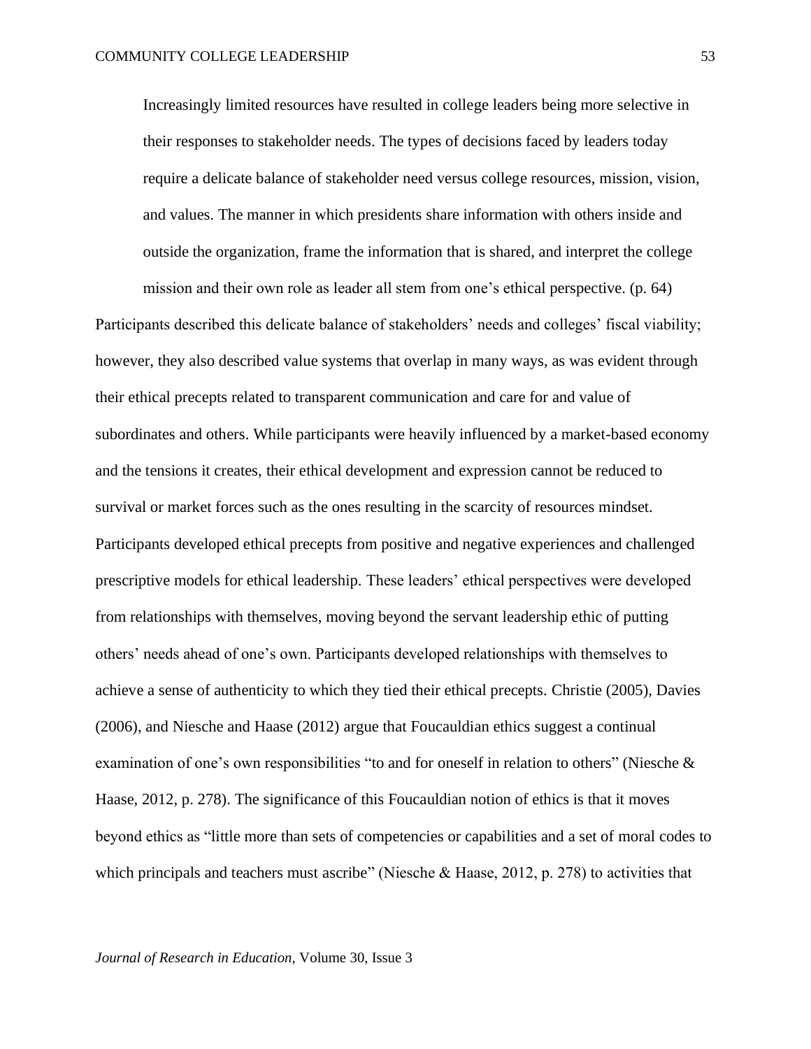> Increasingly limited resources have resulted in college leaders being more selective in their responses to stakeholder needs. The types of decisions faced by leaders today require a delicate balance of stakeholder need versus college resources, mission, vision, and values. The manner in which presidents share information with others inside and outside the organization, frame the information that is shared, and interpret the college mission and their own role as leader all stem from one's ethical perspective. (p. 64)

Participants described this delicate balance of stakeholders' needs and colleges' fiscal viability; however, they also described value systems that overlap in many ways, as was evident through their ethical precepts related to transparent communication and care for and value of subordinates and others. While participants were heavily influenced by a market-based economy and the tensions it creates, their ethical development and expression cannot be reduced to survival or market forces such as the ones resulting in the scarcity of resources mindset. Participants developed ethical precepts from positive and negative experiences and challenged prescriptive models for ethical leadership. These leaders' ethical perspectives were developed from relationships with themselves, moving beyond the servant leadership ethic of putting others' needs ahead of one's own. Participants developed relationships with themselves to achieve a sense of authenticity to which they tied their ethical precepts. Christie (2005), Davies (2006), and Niesche and Haase (2012) argue that Foucauldian ethics suggest a continual examination of one's own responsibilities "to and for oneself in relation to others" (Niesche & Haase, 2012, p. 278). The significance of this Foucauldian notion of ethics is that it moves beyond ethics as "little more than sets of competencies or capabilities and a set of moral codes to which principals and teachers must ascribe" (Niesche & Haase, 2012, p. 278) to activities that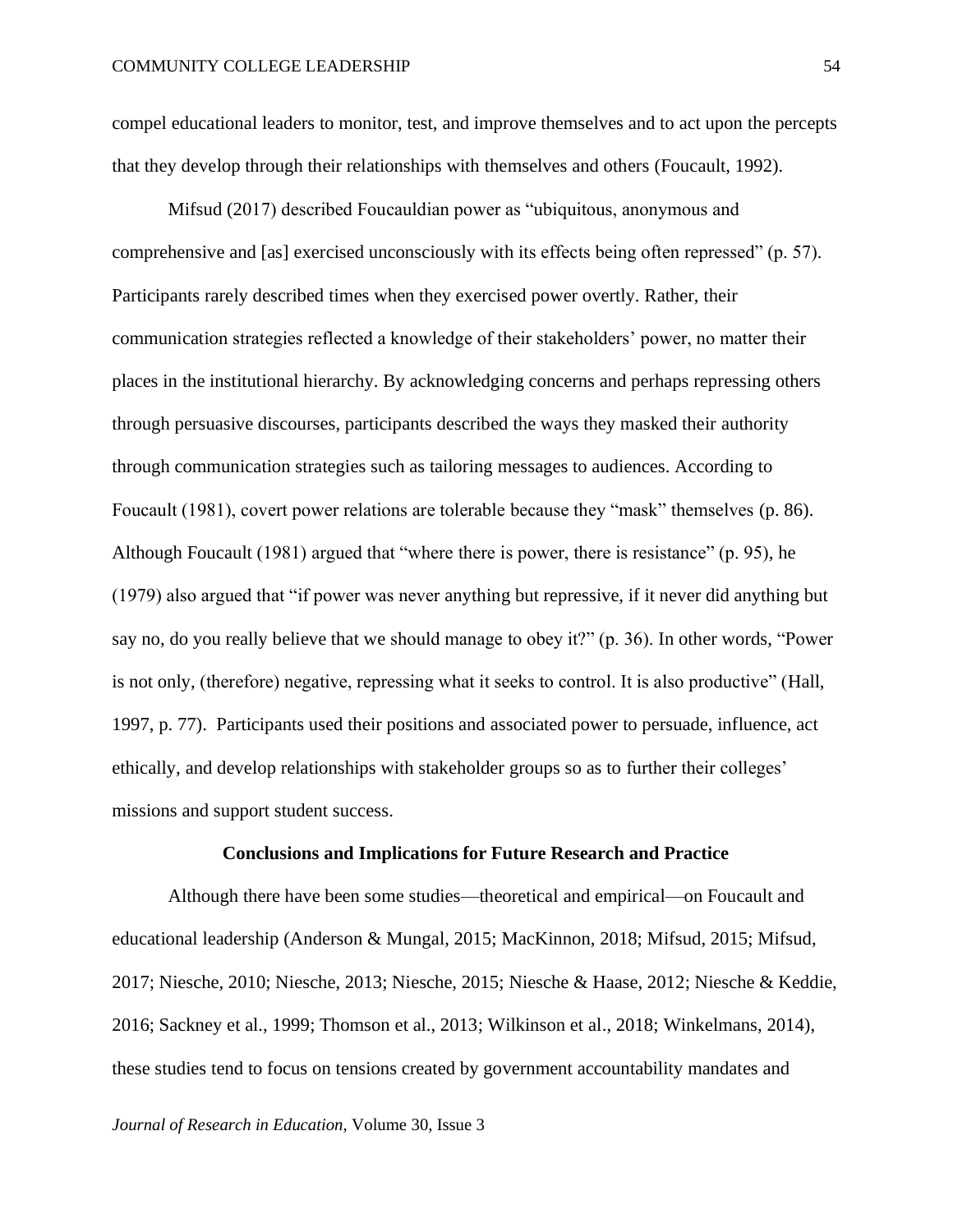compel educational leaders to monitor, test, and improve themselves and to act upon the percepts that they develop through their relationships with themselves and others (Foucault, 1992).

Mifsud (2017) described Foucauldian power as "ubiquitous, anonymous and comprehensive and [as] exercised unconsciously with its effects being often repressed" (p. 57). Participants rarely described times when they exercised power overtly. Rather, their communication strategies reflected a knowledge of their stakeholders' power, no matter their places in the institutional hierarchy. By acknowledging concerns and perhaps repressing others through persuasive discourses, participants described the ways they masked their authority through communication strategies such as tailoring messages to audiences. According to Foucault (1981), covert power relations are tolerable because they "mask" themselves (p. 86). Although Foucault (1981) argued that "where there is power, there is resistance" (p. 95), he (1979) also argued that "if power was never anything but repressive, if it never did anything but say no, do you really believe that we should manage to obey it?" (p. 36). In other words, "Power is not only, (therefore) negative, repressing what it seeks to control. It is also productive" (Hall, 1997, p. 77). Participants used their positions and associated power to persuade, influence, act ethically, and develop relationships with stakeholder groups so as to further their colleges' missions and support student success.

## Conclusions and Implications for Future Research and Practice

Although there have been some studies—theoretical and empirical—on Foucault and educational leadership (Anderson & Mungal, 2015; MacKinnon, 2018; Mifsud, 2015; Mifsud, 2017; Niesche, 2010; Niesche, 2013; Niesche, 2015; Niesche & Haase, 2012; Niesche & Keddie, 2016; Sackney et al., 1999; Thomson et al., 2013; Wilkinson et al., 2018; Winkelmans, 2014), these studies tend to focus on tensions created by government accountability mandates and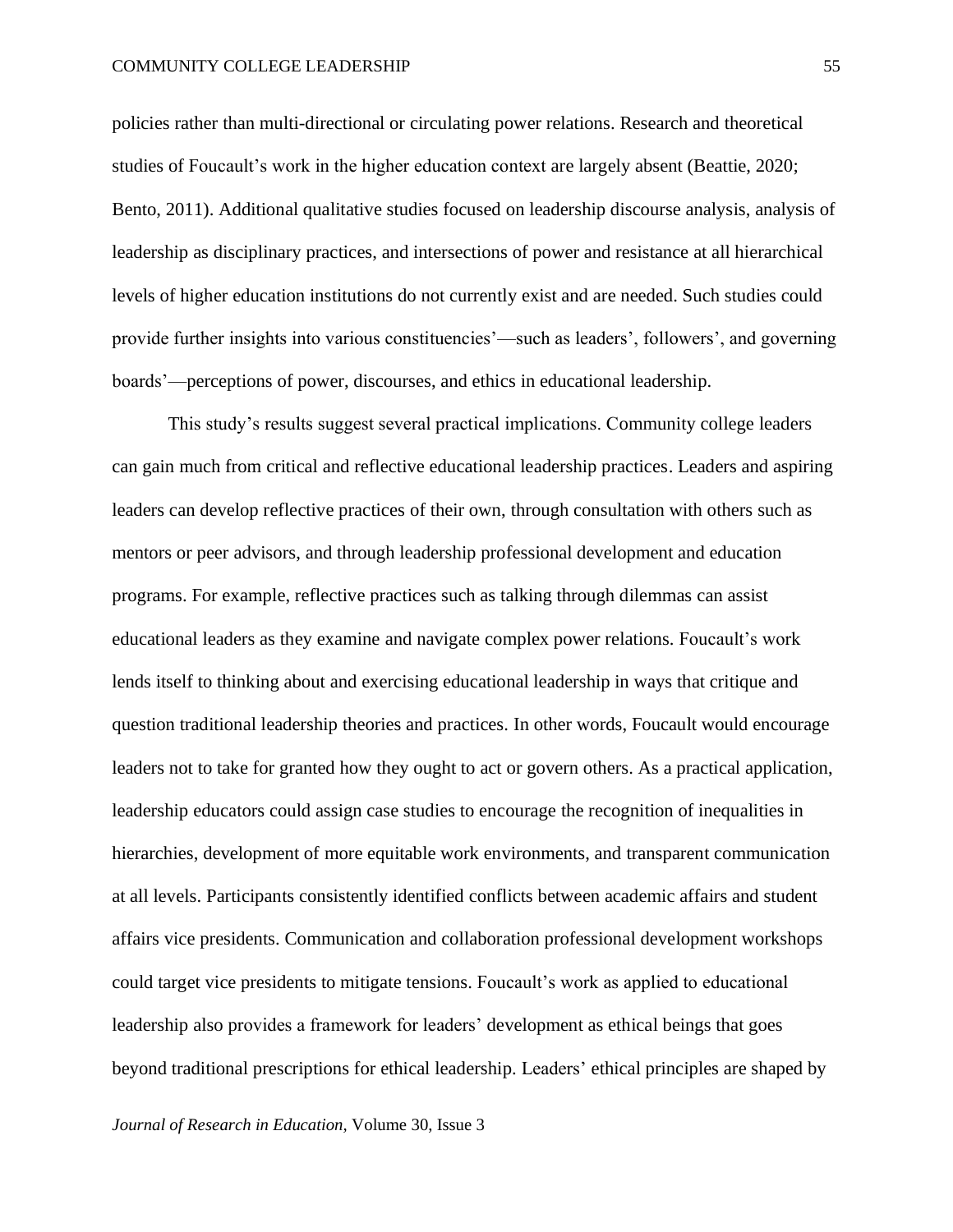policies rather than multi-directional or circulating power relations. Research and theoretical studies of Foucault's work in the higher education context are largely absent (Beattie, 2020; Bento, 2011). Additional qualitative studies focused on leadership discourse analysis, analysis of leadership as disciplinary practices, and intersections of power and resistance at all hierarchical levels of higher education institutions do not currently exist and are needed. Such studies could provide further insights into various constituencies'—such as leaders', followers', and governing boards'—perceptions of power, discourses, and ethics in educational leadership.

This study's results suggest several practical implications. Community college leaders can gain much from critical and reflective educational leadership practices. Leaders and aspiring leaders can develop reflective practices of their own, through consultation with others such as mentors or peer advisors, and through leadership professional development and education programs. For example, reflective practices such as talking through dilemmas can assist educational leaders as they examine and navigate complex power relations. Foucault's work lends itself to thinking about and exercising educational leadership in ways that critique and question traditional leadership theories and practices. In other words, Foucault would encourage leaders not to take for granted how they ought to act or govern others. As a practical application, leadership educators could assign case studies to encourage the recognition of inequalities in hierarchies, development of more equitable work environments, and transparent communication at all levels. Participants consistently identified conflicts between academic affairs and student affairs vice presidents. Communication and collaboration professional development workshops could target vice presidents to mitigate tensions. Foucault's work as applied to educational leadership also provides a framework for leaders' development as ethical beings that goes beyond traditional prescriptions for ethical leadership. Leaders' ethical principles are shaped by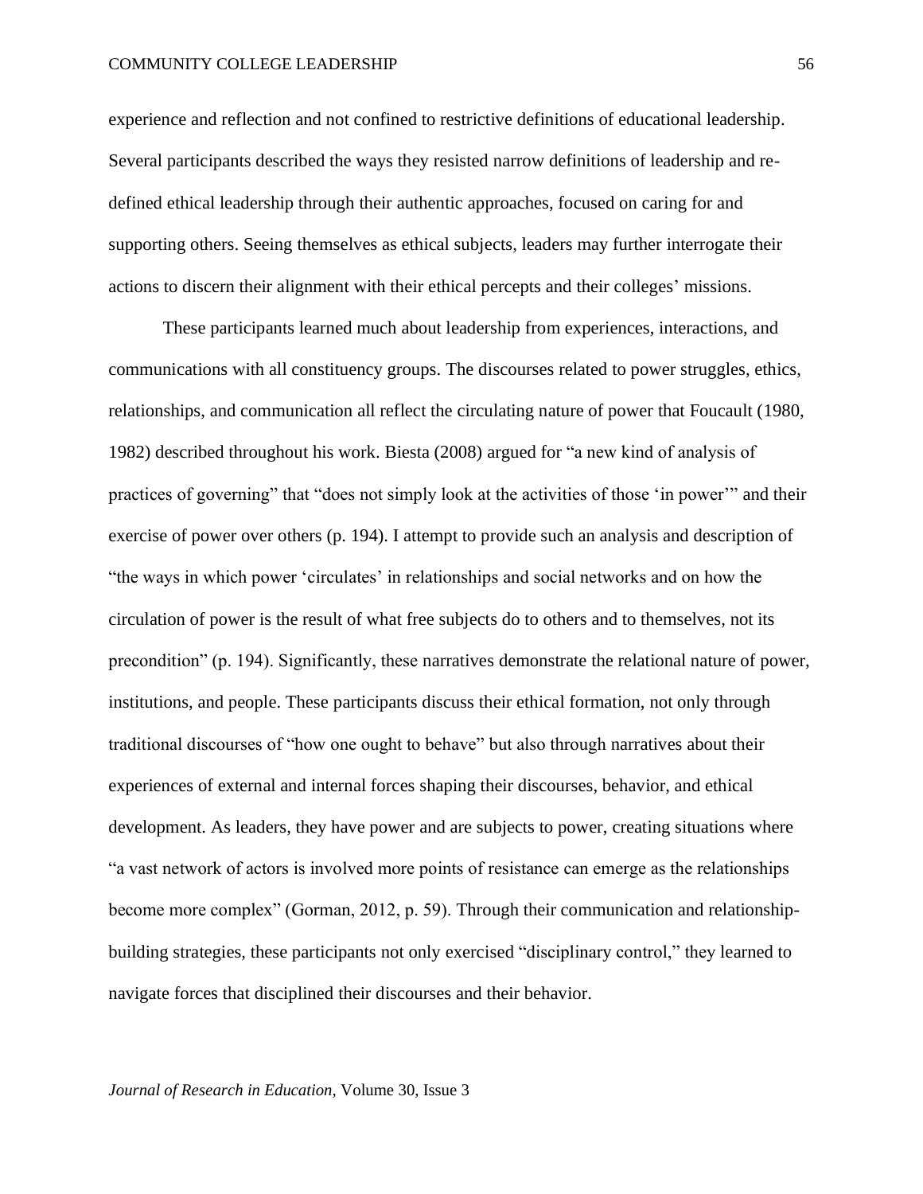experience and reflection and not confined to restrictive definitions of educational leadership. Several participants described the ways they resisted narrow definitions of leadership and re-defined ethical leadership through their authentic approaches, focused on caring for and supporting others. Seeing themselves as ethical subjects, leaders may further interrogate their actions to discern their alignment with their ethical percepts and their colleges' missions.

These participants learned much about leadership from experiences, interactions, and communications with all constituency groups. The discourses related to power struggles, ethics, relationships, and communication all reflect the circulating nature of power that Foucault (1980, 1982) described throughout his work. Biesta (2008) argued for "a new kind of analysis of practices of governing" that "does not simply look at the activities of those 'in power'" and their exercise of power over others (p. 194). I attempt to provide such an analysis and description of "the ways in which power 'circulates' in relationships and social networks and on how the circulation of power is the result of what free subjects do to others and to themselves, not its precondition" (p. 194). Significantly, these narratives demonstrate the relational nature of power, institutions, and people. These participants discuss their ethical formation, not only through traditional discourses of "how one ought to behave" but also through narratives about their experiences of external and internal forces shaping their discourses, behavior, and ethical development. As leaders, they have power and are subjects to power, creating situations where "a vast network of actors is involved more points of resistance can emerge as the relationships become more complex" (Gorman, 2012, p. 59). Through their communication and relationship-building strategies, these participants not only exercised "disciplinary control," they learned to navigate forces that disciplined their discourses and their behavior.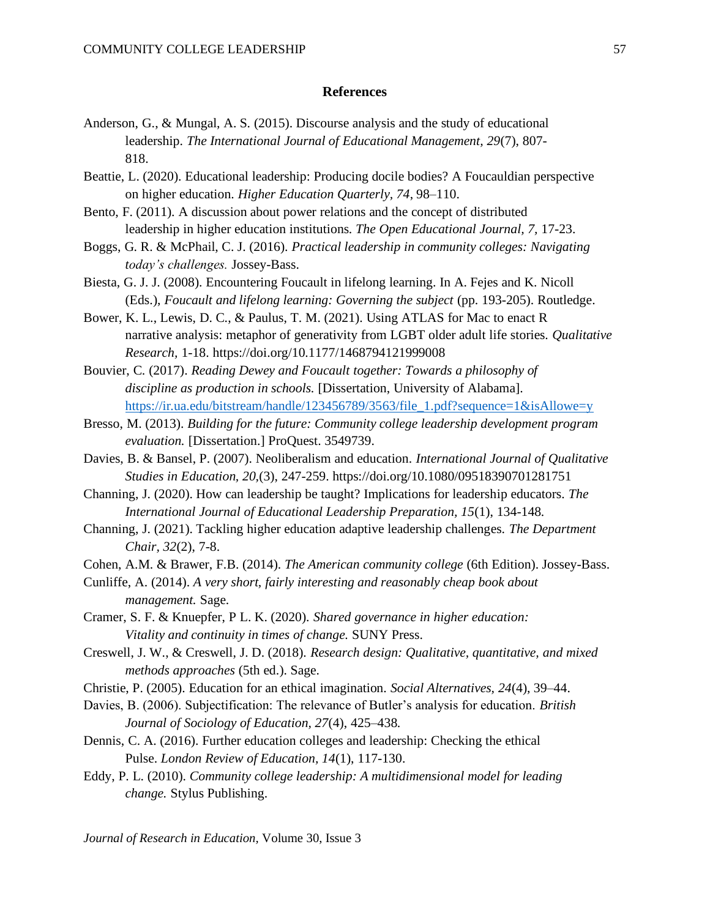# References

Anderson, G., & Mungal, A. S. (2015). Discourse analysis and the study of educational leadership. *The International Journal of Educational Management*, *29*(7), 807-818.

Beattie, L. (2020). Educational leadership: Producing docile bodies? A Foucauldian perspective on higher education. *Higher Education Quarterly, 74*, 98–110.

Bento, F. (2011). A discussion about power relations and the concept of distributed leadership in higher education institutions*. The Open Educational Journal*, *7,* 17-23.

Boggs, G. R. & McPhail, C. J. (2016). *Practical leadership in community colleges: Navigating today's challenges.* Jossey-Bass.

Biesta, G. J. J. (2008). Encountering Foucault in lifelong learning. In A. Fejes and K. Nicoll (Eds.), *Foucault and lifelong learning: Governing the subject* (pp. 193-205). Routledge.

Bower, K. L., Lewis, D. C., & Paulus, T. M. (2021). Using ATLAS for Mac to enact R narrative analysis: metaphor of generativity from LGBT older adult life stories. *Qualitative Research,* 1-18. https://doi.org/10.1177/1468794121999008

Bouvier, C. (2017). *Reading Dewey and Foucault together: Towards a philosophy of discipline as production in schools.* [Dissertation, University of Alabama]. https://ir.ua.edu/bitstream/handle/123456789/3563/file_1.pdf?sequence=1&isAllowe=y

Bresso, M. (2013). *Building for the future: Community college leadership development program evaluation.* [Dissertation.] ProQuest. 3549739.

Davies, B. & Bansel, P. (2007). Neoliberalism and education. *International Journal of Qualitative Studies in Education, 20,*(3), 247-259. https://doi.org/10.1080/09518390701281751

Channing, J. (2020). How can leadership be taught? Implications for leadership educators. *The International Journal of Educational Leadership Preparation, 15*(1), 134-148.

Channing, J. (2021). Tackling higher education adaptive leadership challenges. *The Department Chair, 32*(2), 7-8.

Cohen, A.M. & Brawer, F.B. (2014). *The American community college* (6th Edition). Jossey-Bass.

Cunliffe, A. (2014). *A very short, fairly interesting and reasonably cheap book about management.* Sage.

Cramer, S. F. & Knuepfer, P L. K. (2020). *Shared governance in higher education: Vitality and continuity in times of change.* SUNY Press.

Creswell, J. W., & Creswell, J. D. (2018). *Research design: Qualitative, quantitative, and mixed methods approaches* (5th ed.). Sage.

Christie, P. (2005). Education for an ethical imagination. *Social Alternatives, 24*(4), 39–44.

Davies, B. (2006). Subjectification: The relevance of Butler's analysis for education. *British Journal of Sociology of Education, 27*(4), 425–438*.*

Dennis, C. A. (2016). Further education colleges and leadership: Checking the ethical Pulse. *London Review of Education, 14*(1), 117-130.

Eddy, P. L. (2010). *Community college leadership: A multidimensional model for leading change.* Stylus Publishing.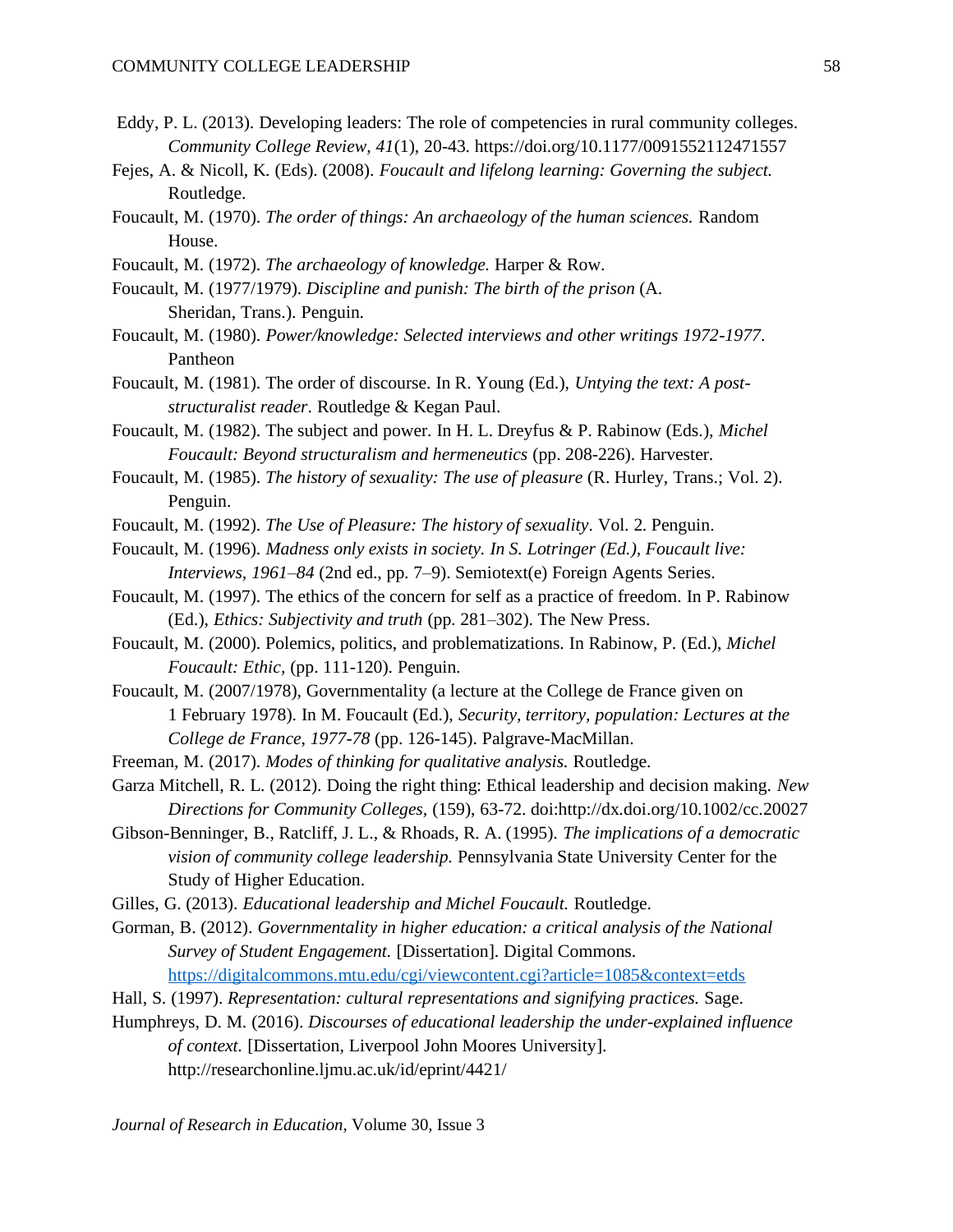Eddy, P. L. (2013). Developing leaders: The role of competencies in rural community colleges. *Community College Review, 41*(1), 20-43. https://doi.org/10.1177/0091552112471557

Fejes, A. & Nicoll, K. (Eds). (2008). *Foucault and lifelong learning: Governing the subject.* Routledge.

Foucault, M. (1970). *The order of things: An archaeology of the human sciences.* Random House.

Foucault, M. (1972). *The archaeology of knowledge.* Harper & Row.

Foucault, M. (1977/1979). *Discipline and punish: The birth of the prison* (A. Sheridan, Trans.). Penguin.

Foucault, M. (1980). *Power/knowledge: Selected interviews and other writings 1972-1977*. Pantheon

Foucault, M. (1981). The order of discourse. In R. Young (Ed.), *Untying the text: A post-structuralist reader*. Routledge & Kegan Paul.

Foucault, M. (1982). The subject and power. In H. L. Dreyfus & P. Rabinow (Eds.), *Michel Foucault: Beyond structuralism and hermeneutics* (pp. 208-226). Harvester.

Foucault, M. (1985). *The history of sexuality: The use of pleasure* (R. Hurley, Trans.; Vol. 2). Penguin.

Foucault, M. (1992). *The Use of Pleasure: The history of sexuality*. Vol. 2. Penguin.

Foucault, M. (1996). *Madness only exists in society. In S. Lotringer (Ed.), Foucault live: Interviews, 1961–84* (2nd ed., pp. 7–9). Semiotext(e) Foreign Agents Series.

Foucault, M. (1997). The ethics of the concern for self as a practice of freedom. In P. Rabinow (Ed.), *Ethics: Subjectivity and truth* (pp. 281–302). The New Press.

Foucault, M. (2000). Polemics, politics, and problematizations. In Rabinow, P. (Ed.), *Michel Foucault: Ethic*, (pp. 111-120). Penguin.

Foucault, M. (2007/1978), Governmentality (a lecture at the College de France given on 1 February 1978). In M. Foucault (Ed.), *Security, territory, population: Lectures at the College de France, 1977-78* (pp. 126-145). Palgrave-MacMillan.

Freeman, M. (2017). *Modes of thinking for qualitative analysis.* Routledge.

Garza Mitchell, R. L. (2012). Doing the right thing: Ethical leadership and decision making. *New Directions for Community Colleges,* (159), 63-72. doi:http://dx.doi.org/10.1002/cc.20027

Gibson-Benninger, B., Ratcliff, J. L., & Rhoads, R. A. (1995). *The implications of a democratic vision of community college leadership.* Pennsylvania State University Center for the Study of Higher Education.

Gilles, G. (2013). *Educational leadership and Michel Foucault.* Routledge.

Gorman, B. (2012). *Governmentality in higher education: a critical analysis of the National Survey of Student Engagement.* [Dissertation]. Digital Commons. https://digitalcommons.mtu.edu/cgi/viewcontent.cgi?article=1085&context=etds

Hall, S. (1997). *Representation: cultural representations and signifying practices.* Sage.

Humphreys, D. M. (2016). *Discourses of educational leadership the under-explained influence of context.* [Dissertation, Liverpool John Moores University]. http://researchonline.ljmu.ac.uk/id/eprint/4421/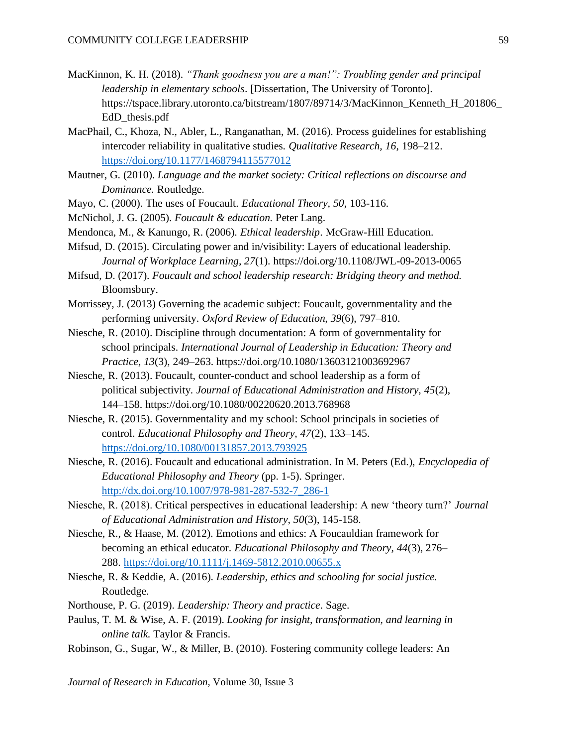MacKinnon, K. H. (2018). *"Thank goodness you are a man!": Troubling gender and principal leadership in elementary schools*. [Dissertation, The University of Toronto]. https://tspace.library.utoronto.ca/bitstream/1807/89714/3/MacKinnon_Kenneth_H_201806_EdD_thesis.pdf

MacPhail, C., Khoza, N., Abler, L., Ranganathan, M. (2016). Process guidelines for establishing intercoder reliability in qualitative studies. *Qualitative Research, 16*, 198–212. https://doi.org/10.1177/1468794115577012

Mautner, G. (2010). *Language and the market society: Critical reflections on discourse and Dominance.* Routledge.

Mayo, C. (2000). The uses of Foucault. *Educational Theory, 50*, 103-116.

McNichol, J. G. (2005). *Foucault & education.* Peter Lang.

Mendonca, M., & Kanungo, R. (2006). *Ethical leadership*. McGraw-Hill Education.

Mifsud, D. (2015). Circulating power and in/visibility: Layers of educational leadership. *Journal of Workplace Learning, 27*(1). https://doi.org/10.1108/JWL-09-2013-0065

Mifsud, D. (2017). *Foucault and school leadership research: Bridging theory and method.* Bloomsbury.

Morrissey, J. (2013) Governing the academic subject: Foucault, governmentality and the performing university. *Oxford Review of Education, 39*(6), 797–810.

Niesche, R. (2010). Discipline through documentation: A form of governmentality for school principals. *International Journal of Leadership in Education: Theory and Practice, 13*(3), 249–263. https://doi.org/10.1080/13603121003692967

Niesche, R. (2013). Foucault, counter-conduct and school leadership as a form of political subjectivity. *Journal of Educational Administration and History, 45*(2), 144–158. https://doi.org/10.1080/00220620.2013.768968

Niesche, R. (2015). Governmentality and my school: School principals in societies of control. *Educational Philosophy and Theory, 47*(2), 133–145. https://doi.org/10.1080/00131857.2013.793925

Niesche, R. (2016). Foucault and educational administration. In M. Peters (Ed.), *Encyclopedia of Educational Philosophy and Theory* (pp. 1-5). Springer. http://dx.doi.org/10.1007/978-981-287-532-7_286-1

Niesche, R. (2018). Critical perspectives in educational leadership: A new 'theory turn?' *Journal of Educational Administration and History, 50*(3), 145-158.

Niesche, R., & Haase, M. (2012). Emotions and ethics: A Foucauldian framework for becoming an ethical educator. *Educational Philosophy and Theory, 44*(3), 276–288. https://doi.org/10.1111/j.1469-5812.2010.00655.x

Niesche, R. & Keddie, A. (2016). *Leadership, ethics and schooling for social justice.* Routledge.

Northouse, P. G. (2019). *Leadership: Theory and practice*. Sage.

Paulus, T. M. & Wise, A. F. (2019). *Looking for insight, transformation, and learning in online talk.* Taylor & Francis.

Robinson, G., Sugar, W., & Miller, B. (2010). Fostering community college leaders: An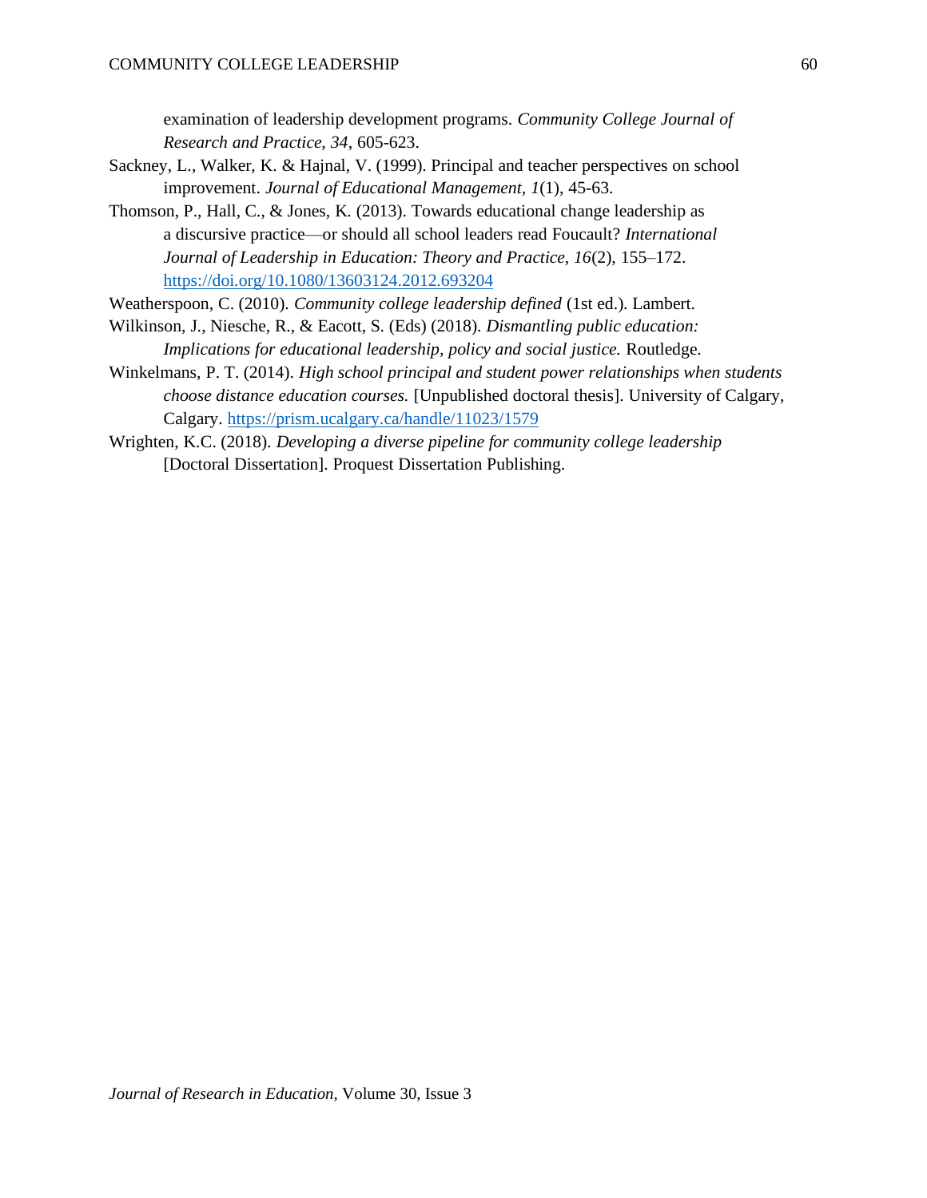examination of leadership development programs. *Community College Journal of Research and Practice, 34*, 605-623.

Sackney, L., Walker, K. & Hajnal, V. (1999). Principal and teacher perspectives on school improvement. *Journal of Educational Management, 1*(1), 45-63.

Thomson, P., Hall, C., & Jones, K. (2013). Towards educational change leadership as a discursive practice—or should all school leaders read Foucault? *International Journal of Leadership in Education: Theory and Practice, 16*(2), 155–172. https://doi.org/10.1080/13603124.2012.693204

Weatherspoon, C. (2010). *Community college leadership defined* (1st ed.). Lambert.

Wilkinson, J., Niesche, R., & Eacott, S. (Eds) (2018). *Dismantling public education: Implications for educational leadership, policy and social justice.* Routledge.

Winkelmans, P. T. (2014). *High school principal and student power relationships when students choose distance education courses.* [Unpublished doctoral thesis]. University of Calgary, Calgary. https://prism.ucalgary.ca/handle/11023/1579

Wrighten, K.C. (2018). *Developing a diverse pipeline for community college leadership* [Doctoral Dissertation]. Proquest Dissertation Publishing.